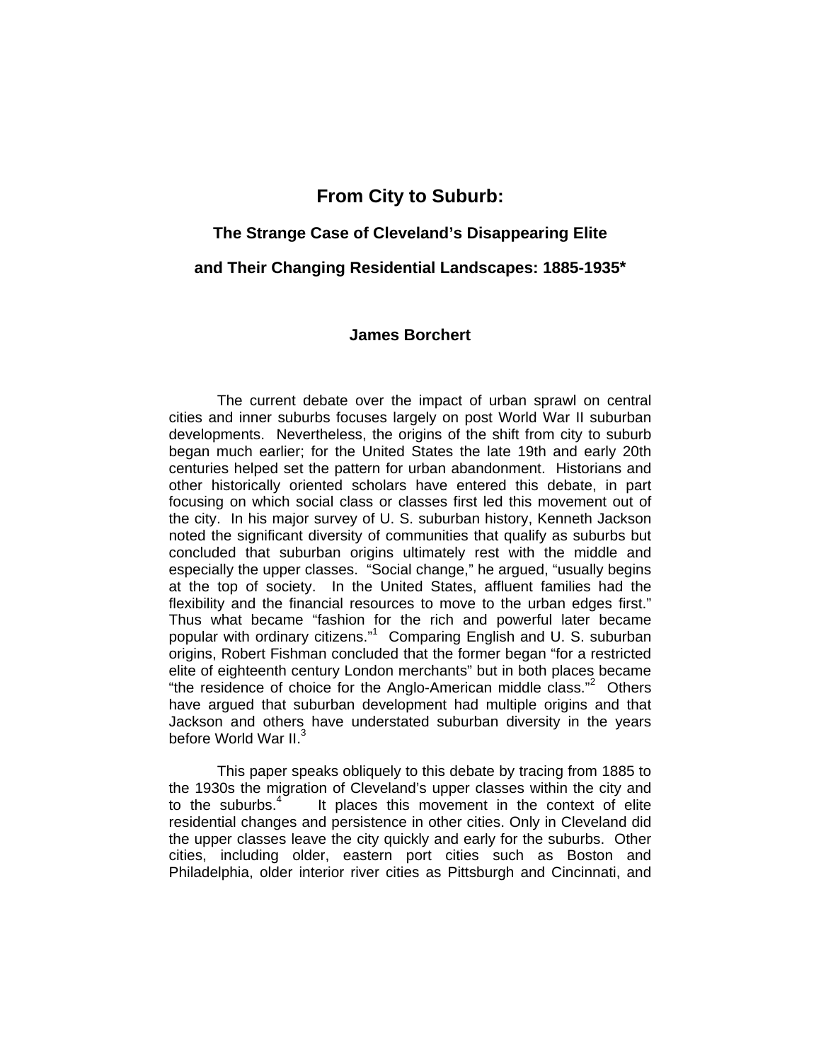# From City to Suburb:

## The Strange Case of Cleveland's Disappearing Elite

## and Their Changing Residential Landscapes: 1885-1935*

**James Borchert**

The current debate over the impact of urban sprawl on central cities and inner suburbs focuses largely on post World War II suburban developments. Nevertheless, the origins of the shift from city to suburb began much earlier; for the United States the late 19th and early 20th centuries helped set the pattern for urban abandonment. Historians and other historically oriented scholars have entered this debate, in part focusing on which social class or classes first led this movement out of the city. In his major survey of U. S. suburban history, Kenneth Jackson noted the significant diversity of communities that qualify as suburbs but concluded that suburban origins ultimately rest with the middle and especially the upper classes. "Social change," he argued, "usually begins at the top of society. In the United States, affluent families had the flexibility and the financial resources to move to the urban edges first." Thus what became "fashion for the rich and powerful later became popular with ordinary citizens."[1] Comparing English and U. S. suburban origins, Robert Fishman concluded that the former began "for a restricted elite of eighteenth century London merchants" but in both places became "the residence of choice for the Anglo-American middle class."[2] Others have argued that suburban development had multiple origins and that Jackson and others have understated suburban diversity in the years before World War II.[3]

This paper speaks obliquely to this debate by tracing from 1885 to the 1930s the migration of Cleveland's upper classes within the city and to the suburbs.[4] It places this movement in the context of elite residential changes and persistence in other cities. Only in Cleveland did the upper classes leave the city quickly and early for the suburbs. Other cities, including older, eastern port cities such as Boston and Philadelphia, older interior river cities as Pittsburgh and Cincinnati, and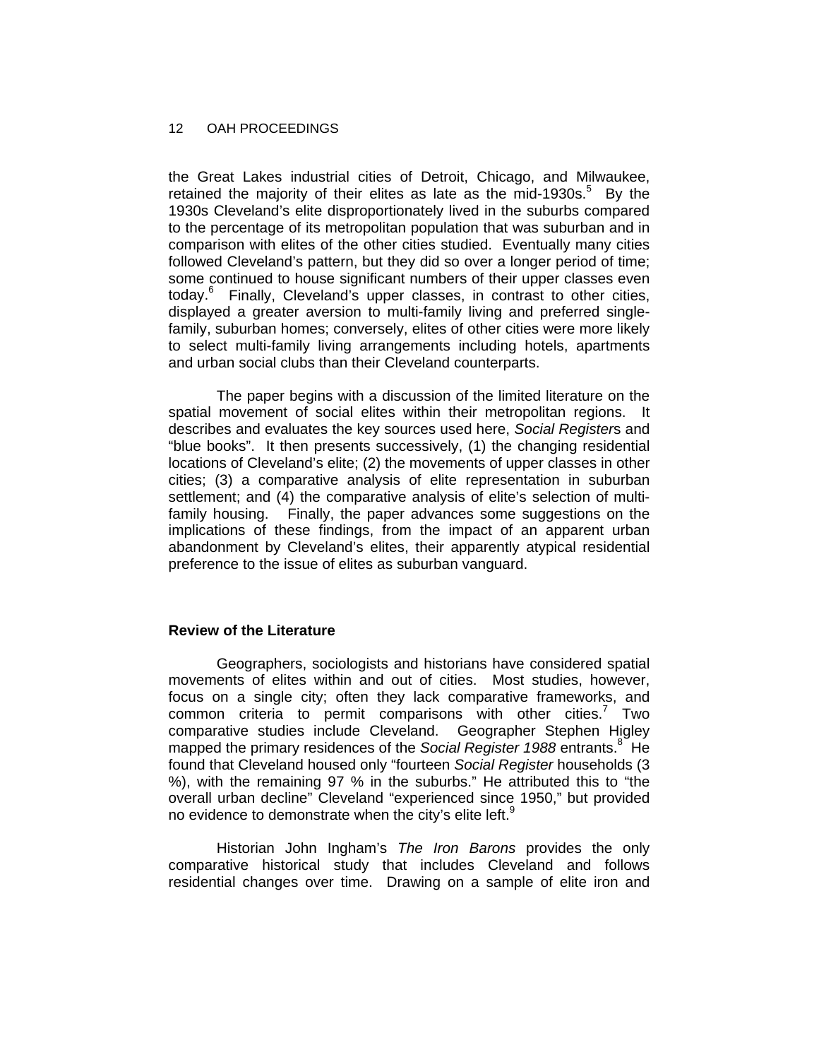the Great Lakes industrial cities of Detroit, Chicago, and Milwaukee, retained the majority of their elites as late as the mid-1930s.[5] By the 1930s Cleveland's elite disproportionately lived in the suburbs compared to the percentage of its metropolitan population that was suburban and in comparison with elites of the other cities studied. Eventually many cities followed Cleveland's pattern, but they did so over a longer period of time; some continued to house significant numbers of their upper classes even today.[6] Finally, Cleveland's upper classes, in contrast to other cities, displayed a greater aversion to multi-family living and preferred single-family, suburban homes; conversely, elites of other cities were more likely to select multi-family living arrangements including hotels, apartments and urban social clubs than their Cleveland counterparts.

The paper begins with a discussion of the limited literature on the spatial movement of social elites within their metropolitan regions. It describes and evaluates the key sources used here, *Social Register*s and "blue books". It then presents successively, (1) the changing residential locations of Cleveland's elite; (2) the movements of upper classes in other cities; (3) a comparative analysis of elite representation in suburban settlement; and (4) the comparative analysis of elite's selection of multi-family housing. Finally, the paper advances some suggestions on the implications of these findings, from the impact of an apparent urban abandonment by Cleveland's elites, their apparently atypical residential preference to the issue of elites as suburban vanguard.

## Review of the Literature

Geographers, sociologists and historians have considered spatial movements of elites within and out of cities. Most studies, however, focus on a single city; often they lack comparative frameworks, and common criteria to permit comparisons with other cities.[7] Two comparative studies include Cleveland. Geographer Stephen Higley mapped the primary residences of the *Social Register 1988* entrants.[8] He found that Cleveland housed only "fourteen *Social Register* households (3 %), with the remaining 97 % in the suburbs." He attributed this to "the overall urban decline" Cleveland "experienced since 1950," but provided no evidence to demonstrate when the city's elite left.[9]

Historian John Ingham's *The Iron Barons* provides the only comparative historical study that includes Cleveland and follows residential changes over time. Drawing on a sample of elite iron and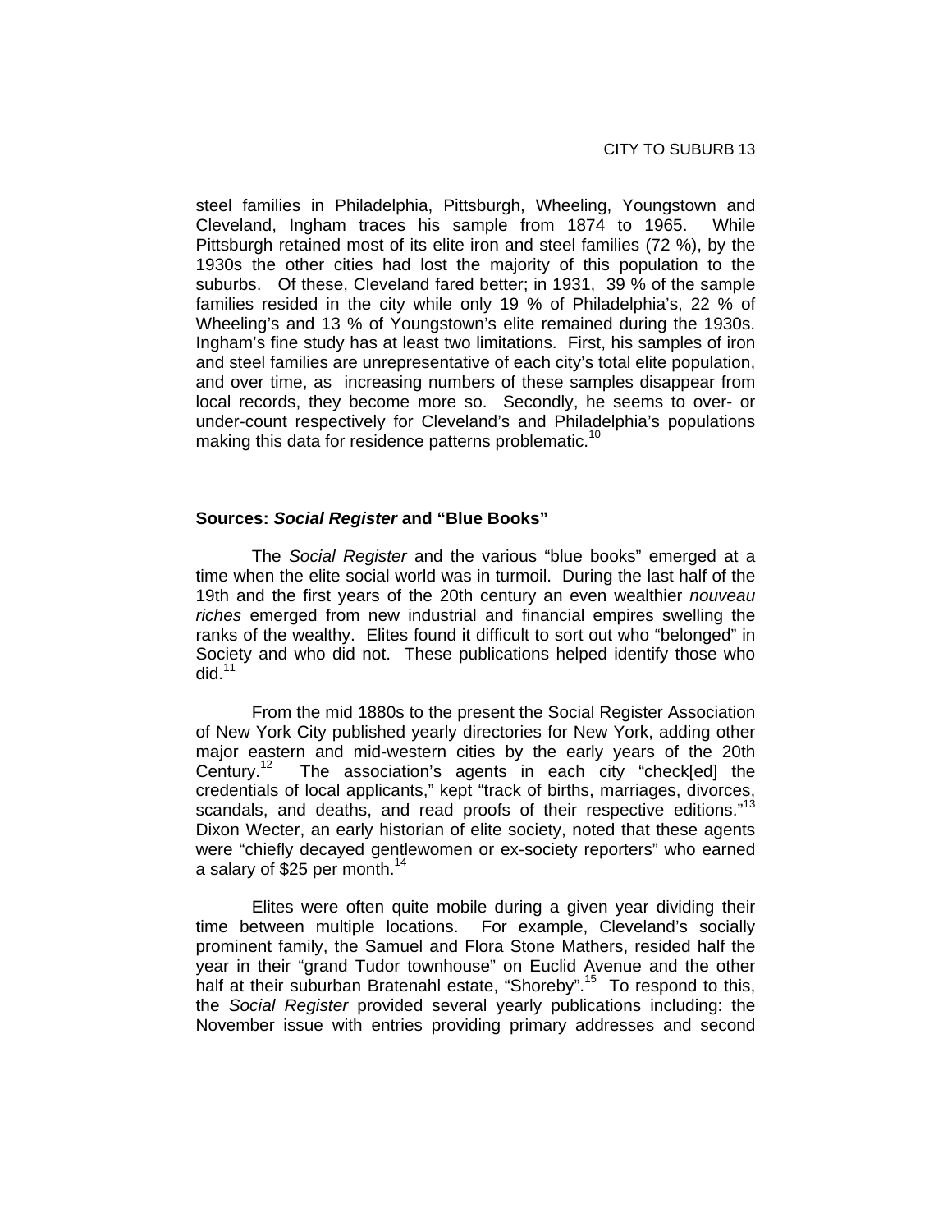steel families in Philadelphia, Pittsburgh, Wheeling, Youngstown and Cleveland, Ingham traces his sample from 1874 to 1965. While Pittsburgh retained most of its elite iron and steel families (72 %), by the 1930s the other cities had lost the majority of this population to the suburbs. Of these, Cleveland fared better; in 1931, 39 % of the sample families resided in the city while only 19 % of Philadelphia's, 22 % of Wheeling's and 13 % of Youngstown's elite remained during the 1930s. Ingham's fine study has at least two limitations. First, his samples of iron and steel families are unrepresentative of each city's total elite population, and over time, as increasing numbers of these samples disappear from local records, they become more so. Secondly, he seems to over- or under-count respectively for Cleveland's and Philadelphia's populations making this data for residence patterns problematic.[10]

### Sources: *Social Register* and "Blue Books"

The *Social Register* and the various "blue books" emerged at a time when the elite social world was in turmoil. During the last half of the 19th and the first years of the 20th century an even wealthier *nouveau riches* emerged from new industrial and financial empires swelling the ranks of the wealthy. Elites found it difficult to sort out who "belonged" in Society and who did not. These publications helped identify those who did.[11]

From the mid 1880s to the present the Social Register Association of New York City published yearly directories for New York, adding other major eastern and mid-western cities by the early years of the 20th Century.[12] The association's agents in each city "check[ed] the credentials of local applicants," kept "track of births, marriages, divorces, scandals, and deaths, and read proofs of their respective editions."[13] Dixon Wecter, an early historian of elite society, noted that these agents were "chiefly decayed gentlewomen or ex-society reporters" who earned a salary of $25 per month.[14]

Elites were often quite mobile during a given year dividing their time between multiple locations. For example, Cleveland's socially prominent family, the Samuel and Flora Stone Mathers, resided half the year in their "grand Tudor townhouse" on Euclid Avenue and the other half at their suburban Bratenahl estate, "Shoreby".[15] To respond to this, the *Social Register* provided several yearly publications including: the November issue with entries providing primary addresses and second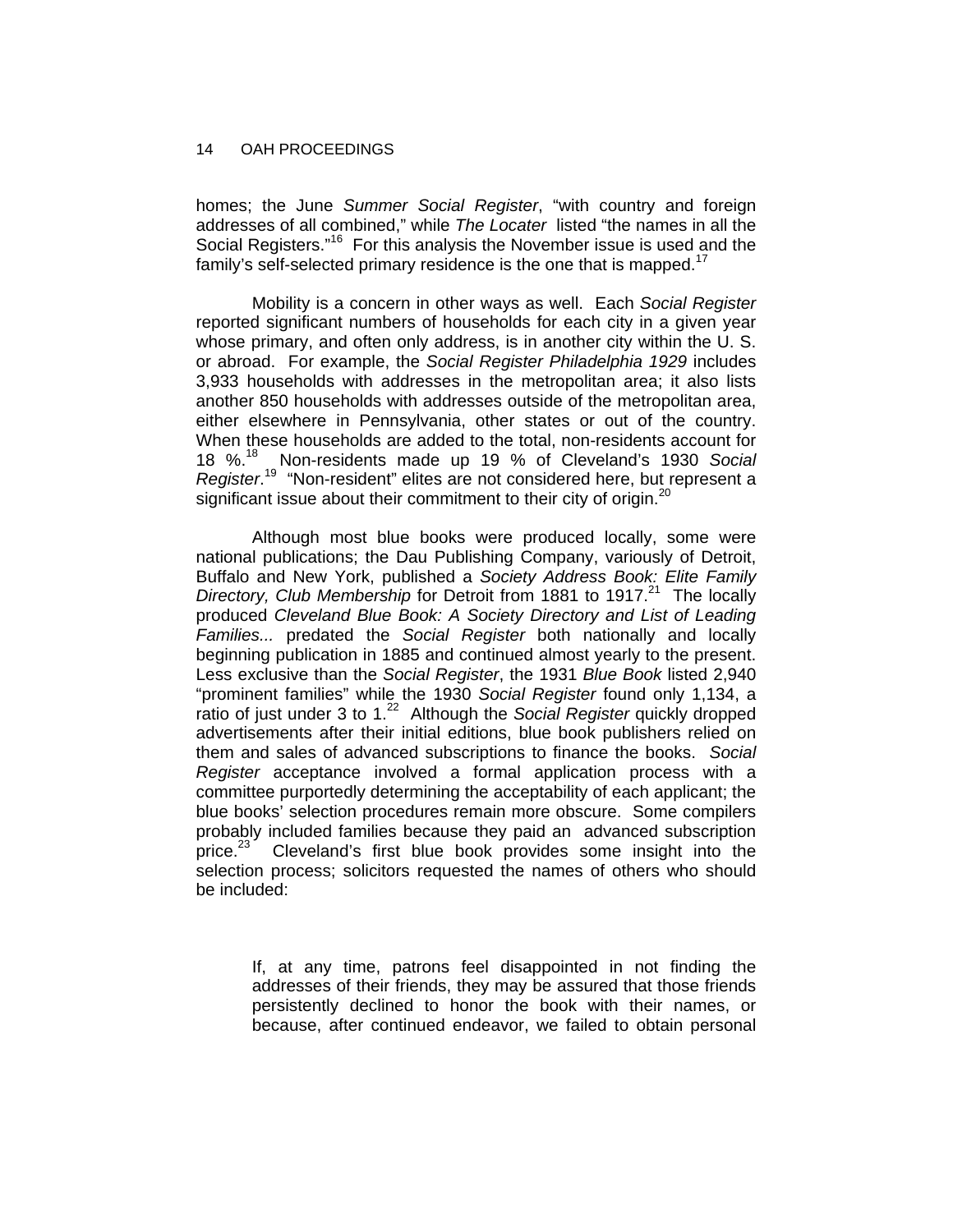homes; the June *Summer Social Register*, "with country and foreign addresses of all combined," while *The Locater* listed "the names in all the Social Registers."[16] For this analysis the November issue is used and the family's self-selected primary residence is the one that is mapped.[17]

Mobility is a concern in other ways as well. Each *Social Register* reported significant numbers of households for each city in a given year whose primary, and often only address, is in another city within the U. S. or abroad. For example, the *Social Register Philadelphia 1929* includes 3,933 households with addresses in the metropolitan area; it also lists another 850 households with addresses outside of the metropolitan area, either elsewhere in Pennsylvania, other states or out of the country. When these households are added to the total, non-residents account for 18 %.[18] Non-residents made up 19 % of Cleveland's 1930 *Social Register*.[19] "Non-resident" elites are not considered here, but represent a significant issue about their commitment to their city of origin.[20]

Although most blue books were produced locally, some were national publications; the Dau Publishing Company, variously of Detroit, Buffalo and New York, published a *Society Address Book: Elite Family Directory, Club Membership* for Detroit from 1881 to 1917.[21] The locally produced *Cleveland Blue Book: A Society Directory and List of Leading Families...* predated the *Social Register* both nationally and locally beginning publication in 1885 and continued almost yearly to the present. Less exclusive than the *Social Register*, the 1931 *Blue Book* listed 2,940 "prominent families" while the 1930 *Social Register* found only 1,134, a ratio of just under 3 to 1.[22] Although the *Social Register* quickly dropped advertisements after their initial editions, blue book publishers relied on them and sales of advanced subscriptions to finance the books. *Social Register* acceptance involved a formal application process with a committee purportedly determining the acceptability of each applicant; the blue books' selection procedures remain more obscure. Some compilers probably included families because they paid an advanced subscription price.[23] Cleveland's first blue book provides some insight into the selection process; solicitors requested the names of others who should be included:

> If, at any time, patrons feel disappointed in not finding the addresses of their friends, they may be assured that those friends persistently declined to honor the book with their names, or because, after continued endeavor, we failed to obtain personal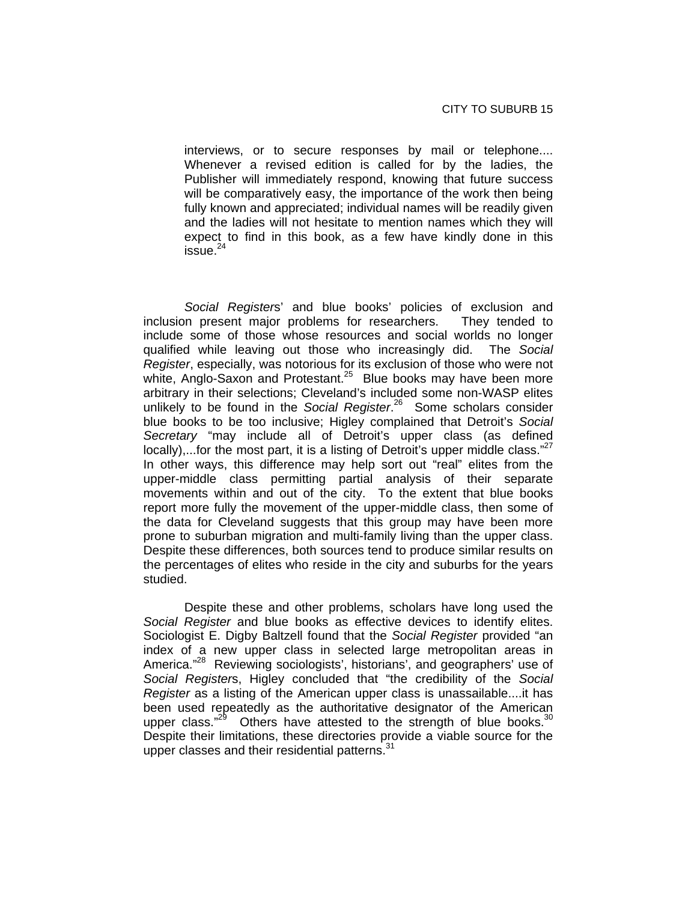> interviews, or to secure responses by mail or telephone.... Whenever a revised edition is called for by the ladies, the Publisher will immediately respond, knowing that future success will be comparatively easy, the importance of the work then being fully known and appreciated; individual names will be readily given and the ladies will not hesitate to mention names which they will expect to find in this book, as a few have kindly done in this issue.[24]

*Social Registers*' and blue books' policies of exclusion and inclusion present major problems for researchers. They tended to include some of those whose resources and social worlds no longer qualified while leaving out those who increasingly did. The *Social Register*, especially, was notorious for its exclusion of those who were not white, Anglo-Saxon and Protestant.[25] Blue books may have been more arbitrary in their selections; Cleveland's included some non-WASP elites unlikely to be found in the *Social Register*.[26] Some scholars consider blue books to be too inclusive; Higley complained that Detroit's *Social Secretary* "may include all of Detroit's upper class (as defined locally),...for the most part, it is a listing of Detroit's upper middle class."[27] In other ways, this difference may help sort out "real" elites from the upper-middle class permitting partial analysis of their separate movements within and out of the city. To the extent that blue books report more fully the movement of the upper-middle class, then some of the data for Cleveland suggests that this group may have been more prone to suburban migration and multi-family living than the upper class. Despite these differences, both sources tend to produce similar results on the percentages of elites who reside in the city and suburbs for the years studied.

Despite these and other problems, scholars have long used the *Social Register* and blue books as effective devices to identify elites. Sociologist E. Digby Baltzell found that the *Social Register* provided "an index of a new upper class in selected large metropolitan areas in America."[28] Reviewing sociologists', historians', and geographers' use of *Social Registers*, Higley concluded that "the credibility of the *Social Register* as a listing of the American upper class is unassailable....it has been used repeatedly as the authoritative designator of the American upper class."[29] Others have attested to the strength of blue books.[30] Despite their limitations, these directories provide a viable source for the upper classes and their residential patterns.[31]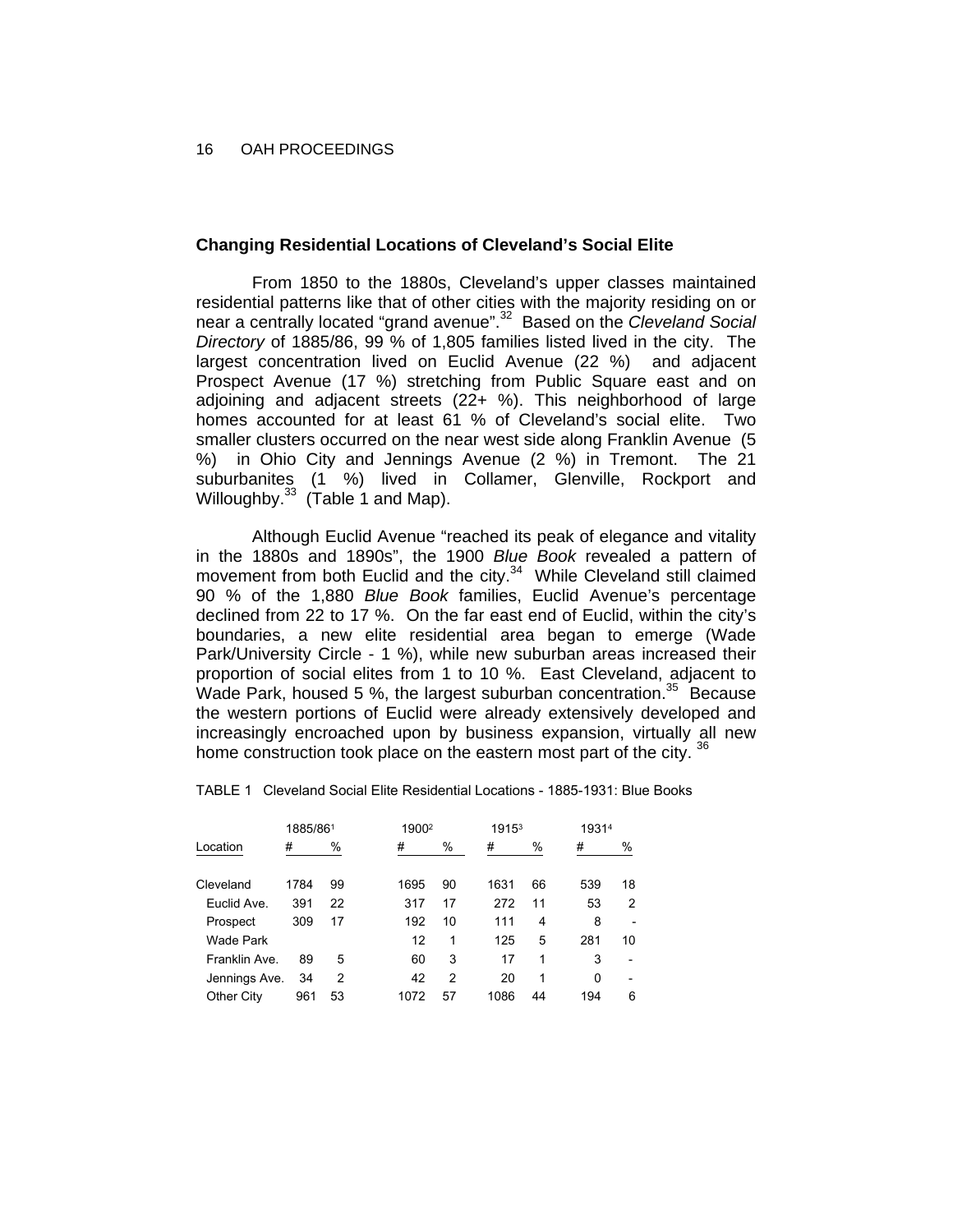## Changing Residential Locations of Cleveland's Social Elite

From 1850 to the 1880s, Cleveland's upper classes maintained residential patterns like that of other cities with the majority residing on or near a centrally located "grand avenue".[32] Based on the *Cleveland Social Directory* of 1885/86, 99 % of 1,805 families listed lived in the city. The largest concentration lived on Euclid Avenue (22 %) and adjacent Prospect Avenue (17 %) stretching from Public Square east and on adjoining and adjacent streets (22+ %). This neighborhood of large homes accounted for at least 61 % of Cleveland's social elite. Two smaller clusters occurred on the near west side along Franklin Avenue (5 %) in Ohio City and Jennings Avenue (2 %) in Tremont. The 21 suburbanites (1 %) lived in Collamer, Glenville, Rockport and Willoughby.[33] (Table 1 and Map).

Although Euclid Avenue "reached its peak of elegance and vitality in the 1880s and 1890s", the 1900 *Blue Book* revealed a pattern of movement from both Euclid and the city.[34] While Cleveland still claimed 90 % of the 1,880 *Blue Book* families, Euclid Avenue's percentage declined from 22 to 17 %. On the far east end of Euclid, within the city's boundaries, a new elite residential area began to emerge (Wade Park/University Circle - 1 %), while new suburban areas increased their proportion of social elites from 1 to 10 %. East Cleveland, adjacent to Wade Park, housed 5 %, the largest suburban concentration.[35] Because the western portions of Euclid were already extensively developed and increasingly encroached upon by business expansion, virtually all new home construction took place on the eastern most part of the city.[36]

TABLE 1 Cleveland Social Elite Residential Locations - 1885-1931: Blue Books

| | 1885/86[1] | | 1900[2] | | 1915[3] | | 1931[4] | |
|---|---|---|---|---|---|---|---|---|
| Location | # | % | # | % | # | % | # | % |
| Cleveland | 1784 | 99 | 1695 | 90 | 1631 | 66 | 539 | 18 |
| Euclid Ave. | 391 | 22 | 317 | 17 | 272 | 11 | 53 | 2 |
| Prospect | 309 | 17 | 192 | 10 | 111 | 4 | 8 | - |
| Wade Park | | | 12 | 1 | 125 | 5 | 281 | 10 |
| Franklin Ave. | 89 | 5 | 60 | 3 | 17 | 1 | 3 | - |
| Jennings Ave. | 34 | 2 | 42 | 2 | 20 | 1 | 0 | - |
| Other City | 961 | 53 | 1072 | 57 | 1086 | 44 | 194 | 6 |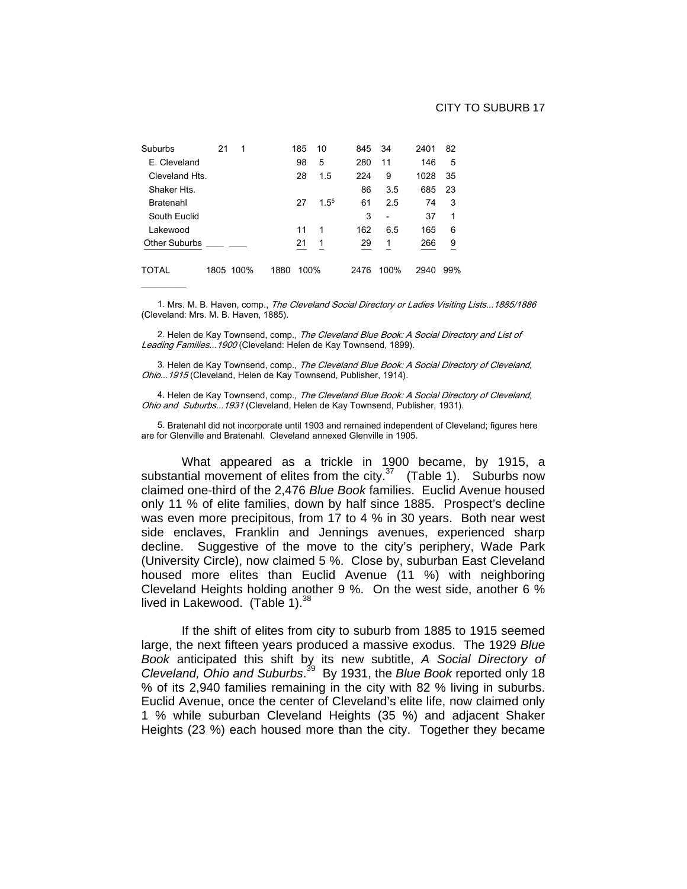| | | | | | | | | |
|---|---|---|---|---|---|---|---|---|
| Suburbs | 21 | 1 | 185 | 10 | 845 | 34 | 2401 | 82 |
| E. Cleveland | | | 98 | 5 | 280 | 11 | 146 | 5 |
| Cleveland Hts. | | | 28 | 1.5 | 224 | 9 | 1028 | 35 |
| Shaker Hts. | | | | | 86 | 3.5 | 685 | 23 |
| Bratenahl | | | 27 | 1.5[5] | 61 | 2.5 | 74 | 3 |
| South Euclid | | | | | 3 | - | 37 | 1 |
| Lakewood | | | 11 | 1 | 162 | 6.5 | 165 | 6 |
| Other Suburbs | | | 21 | 1 | 29 | 1 | 266 | 9 |
| TOTAL | 1805 | 100% | 1880 | 100% | 2476 | 100% | 2940 | 99% |

1. Mrs. M. B. Haven, comp., *The Cleveland Social Directory or Ladies Visiting Lists...1885/1886* (Cleveland: Mrs. M. B. Haven, 1885).

2. Helen de Kay Townsend, comp., *The Cleveland Blue Book: A Social Directory and List of Leading Families...1900* (Cleveland: Helen de Kay Townsend, 1899).

3. Helen de Kay Townsend, comp., *The Cleveland Blue Book: A Social Directory of Cleveland, Ohio...1915* (Cleveland, Helen de Kay Townsend, Publisher, 1914).

4. Helen de Kay Townsend, comp., *The Cleveland Blue Book: A Social Directory of Cleveland, Ohio and Suburbs...1931* (Cleveland, Helen de Kay Townsend, Publisher, 1931).

5. Bratenahl did not incorporate until 1903 and remained independent of Cleveland; figures here are for Glenville and Bratenahl. Cleveland annexed Glenville in 1905.

What appeared as a trickle in 1900 became, by 1915, a substantial movement of elites from the city.[37] (Table 1). Suburbs now claimed one-third of the 2,476 *Blue Book* families. Euclid Avenue housed only 11 % of elite families, down by half since 1885. Prospect's decline was even more precipitous, from 17 to 4 % in 30 years. Both near west side enclaves, Franklin and Jennings avenues, experienced sharp decline. Suggestive of the move to the city's periphery, Wade Park (University Circle), now claimed 5 %. Close by, suburban East Cleveland housed more elites than Euclid Avenue (11 %) with neighboring Cleveland Heights holding another 9 %. On the west side, another 6 % lived in Lakewood. (Table 1).[38]

If the shift of elites from city to suburb from 1885 to 1915 seemed large, the next fifteen years produced a massive exodus. The 1929 *Blue Book* anticipated this shift by its new subtitle, *A Social Directory of Cleveland, Ohio and Suburbs*.[39] By 1931, the *Blue Book* reported only 18 % of its 2,940 families remaining in the city with 82 % living in suburbs. Euclid Avenue, once the center of Cleveland's elite life, now claimed only 1 % while suburban Cleveland Heights (35 %) and adjacent Shaker Heights (23 %) each housed more than the city. Together they became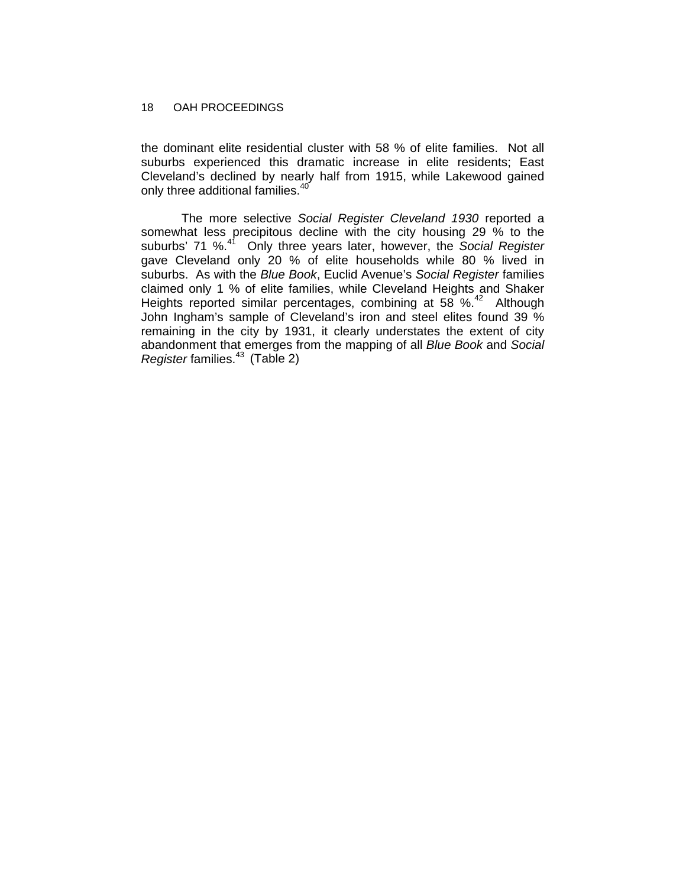the dominant elite residential cluster with 58 % of elite families. Not all suburbs experienced this dramatic increase in elite residents; East Cleveland's declined by nearly half from 1915, while Lakewood gained only three additional families.[40]

The more selective *Social Register Cleveland 1930* reported a somewhat less precipitous decline with the city housing 29 % to the suburbs' 71 %.[41] Only three years later, however, the *Social Register* gave Cleveland only 20 % of elite households while 80 % lived in suburbs. As with the *Blue Book*, Euclid Avenue's *Social Register* families claimed only 1 % of elite families, while Cleveland Heights and Shaker Heights reported similar percentages, combining at 58 %.[42] Although John Ingham's sample of Cleveland's iron and steel elites found 39 % remaining in the city by 1931, it clearly understates the extent of city abandonment that emerges from the mapping of all *Blue Book* and *Social Register* families.[43] (Table 2)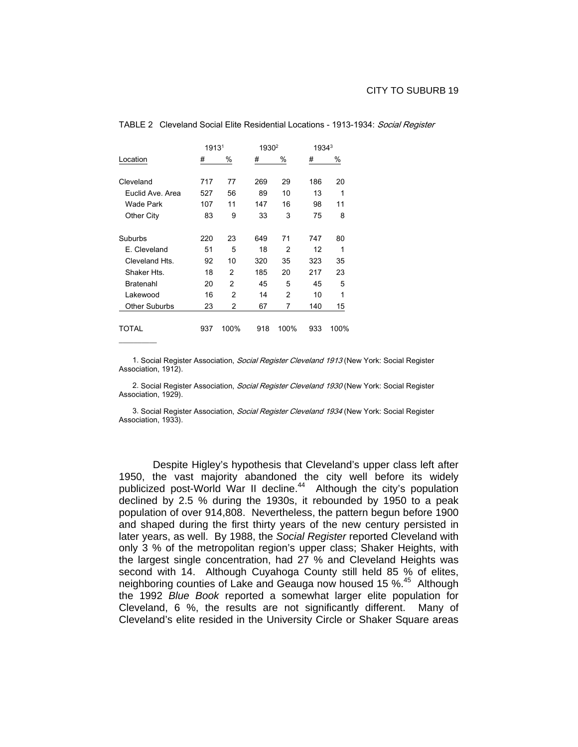TABLE 2 Cleveland Social Elite Residential Locations - 1913-1934: *Social Register*

| Location | 1913[1] # | 1913[1] % | 1930[2] # | 1930[2] % | 1934[3] # | 1934[3] % |
|---|---|---|---|---|---|---|
| Cleveland | 717 | 77 | 269 | 29 | 186 | 20 |
| Euclid Ave. Area | 527 | 56 | 89 | 10 | 13 | 1 |
| Wade Park | 107 | 11 | 147 | 16 | 98 | 11 |
| Other City | 83 | 9 | 33 | 3 | 75 | 8 |
| Suburbs | 220 | 23 | 649 | 71 | 747 | 80 |
| E. Cleveland | 51 | 5 | 18 | 2 | 12 | 1 |
| Cleveland Hts. | 92 | 10 | 320 | 35 | 323 | 35 |
| Shaker Hts. | 18 | 2 | 185 | 20 | 217 | 23 |
| Bratenahl | 20 | 2 | 45 | 5 | 45 | 5 |
| Lakewood | 16 | 2 | 14 | 2 | 10 | 1 |
| Other Suburbs | 23 | 2 | 67 | 7 | 140 | 15 |
| TOTAL | 937 | 100% | 918 | 100% | 933 | 100% |

1. Social Register Association, *Social Register Cleveland 1913* (New York: Social Register Association, 1912).

2. Social Register Association, *Social Register Cleveland 1930* (New York: Social Register Association, 1929).

3. Social Register Association, *Social Register Cleveland 1934* (New York: Social Register Association, 1933).

Despite Higley's hypothesis that Cleveland's upper class left after 1950, the vast majority abandoned the city well before its widely publicized post-World War II decline.[44] Although the city's population declined by 2.5 % during the 1930s, it rebounded by 1950 to a peak population of over 914,808. Nevertheless, the pattern begun before 1900 and shaped during the first thirty years of the new century persisted in later years, as well. By 1988, the *Social Register* reported Cleveland with only 3 % of the metropolitan region's upper class; Shaker Heights, with the largest single concentration, had 27 % and Cleveland Heights was second with 14. Although Cuyahoga County still held 85 % of elites, neighboring counties of Lake and Geauga now housed 15 %.[45] Although the 1992 *Blue Book* reported a somewhat larger elite population for Cleveland, 6 %, the results are not significantly different. Many of Cleveland's elite resided in the University Circle or Shaker Square areas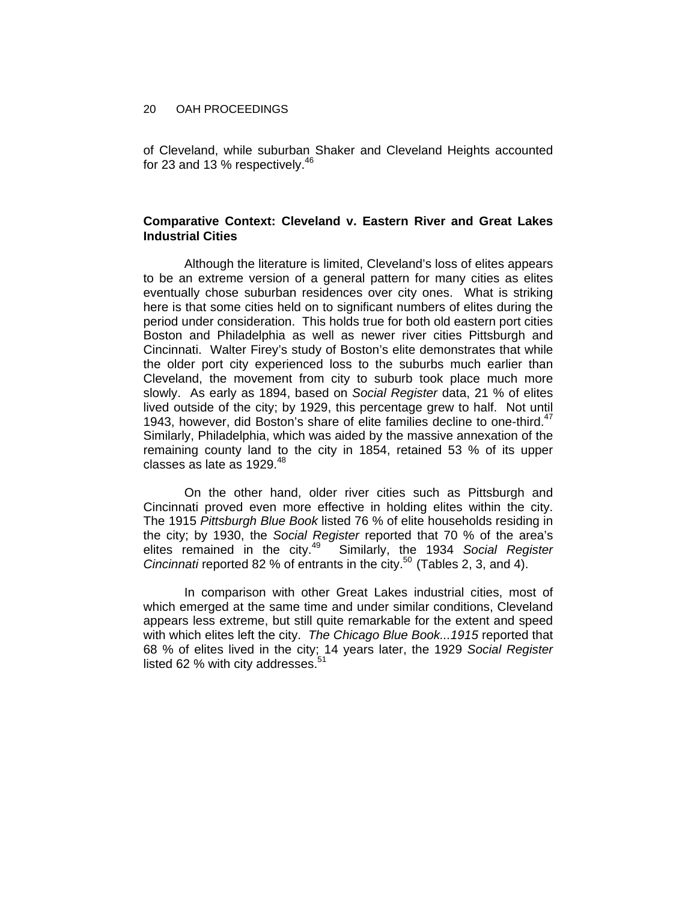of Cleveland, while suburban Shaker and Cleveland Heights accounted for 23 and 13 % respectively.[46]

**Comparative Context: Cleveland v. Eastern River and Great Lakes Industrial Cities**

Although the literature is limited, Cleveland's loss of elites appears to be an extreme version of a general pattern for many cities as elites eventually chose suburban residences over city ones. What is striking here is that some cities held on to significant numbers of elites during the period under consideration. This holds true for both old eastern port cities Boston and Philadelphia as well as newer river cities Pittsburgh and Cincinnati. Walter Firey's study of Boston's elite demonstrates that while the older port city experienced loss to the suburbs much earlier than Cleveland, the movement from city to suburb took place much more slowly. As early as 1894, based on *Social Register* data, 21 % of elites lived outside of the city; by 1929, this percentage grew to half. Not until 1943, however, did Boston's share of elite families decline to one-third.[47] Similarly, Philadelphia, which was aided by the massive annexation of the remaining county land to the city in 1854, retained 53 % of its upper classes as late as 1929.[48]

On the other hand, older river cities such as Pittsburgh and Cincinnati proved even more effective in holding elites within the city. The 1915 *Pittsburgh Blue Book* listed 76 % of elite households residing in the city; by 1930, the *Social Register* reported that 70 % of the area's elites remained in the city.[49] Similarly, the 1934 *Social Register Cincinnati* reported 82 % of entrants in the city.[50] (Tables 2, 3, and 4).

In comparison with other Great Lakes industrial cities, most of which emerged at the same time and under similar conditions, Cleveland appears less extreme, but still quite remarkable for the extent and speed with which elites left the city. *The Chicago Blue Book...1915* reported that 68 % of elites lived in the city; 14 years later, the 1929 *Social Register* listed 62 % with city addresses.[51]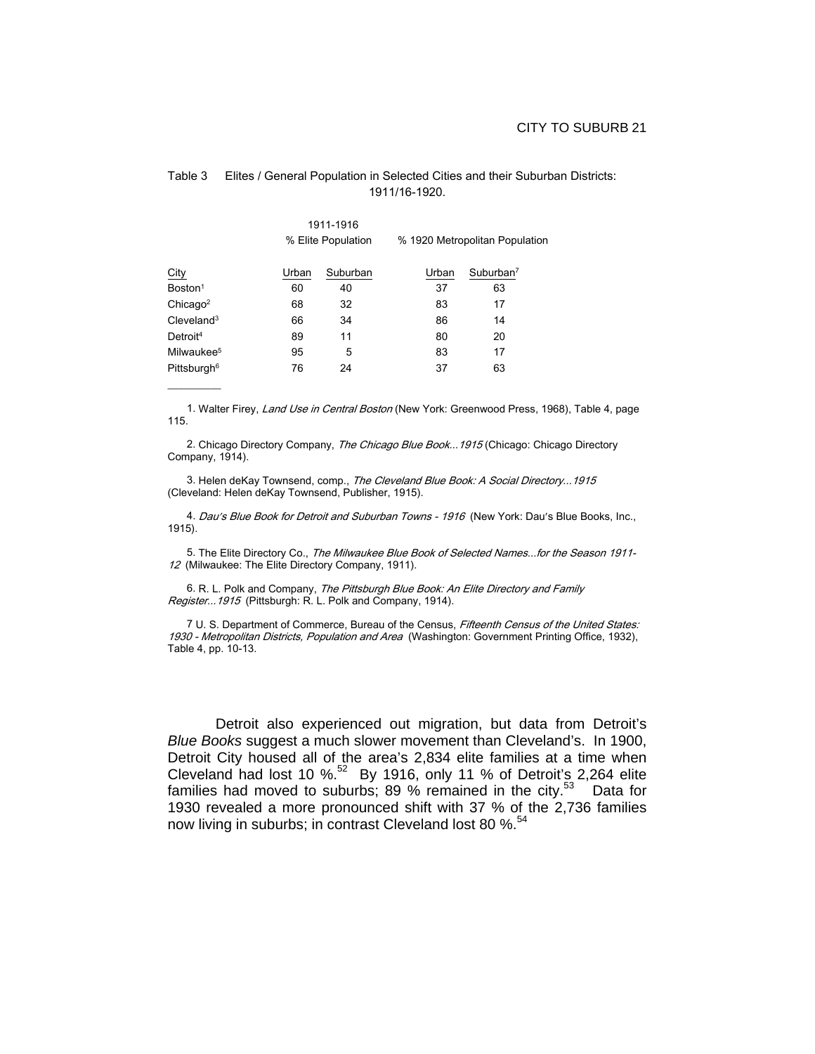Table 3 Elites / General Population in Selected Cities and their Suburban Districts: 1911/16-1920.

| City | 1911-1916 % Elite Population | | % 1920 Metropolitan Population | |
|---|---|---|---|---|
| | Urban | Suburban | Urban | Suburban[7] |
| Boston[1] | 60 | 40 | 37 | 63 |
| Chicago[2] | 68 | 32 | 83 | 17 |
| Cleveland[3] | 66 | 34 | 86 | 14 |
| Detroit[4] | 89 | 11 | 80 | 20 |
| Milwaukee[5] | 95 | 5 | 83 | 17 |
| Pittsburgh[6] | 76 | 24 | 37 | 63 |

1. Walter Firey, *Land Use in Central Boston* (New York: Greenwood Press, 1968), Table 4, page 115.

2. Chicago Directory Company, *The Chicago Blue Book...1915* (Chicago: Chicago Directory Company, 1914).

3. Helen deKay Townsend, comp., *The Cleveland Blue Book: A Social Directory...1915* (Cleveland: Helen deKay Townsend, Publisher, 1915).

4. *Dau's Blue Book for Detroit and Suburban Towns - 1916* (New York: Dau's Blue Books, Inc., 1915).

5. The Elite Directory Co., *The Milwaukee Blue Book of Selected Names...for the Season 1911-12* (Milwaukee: The Elite Directory Company, 1911).

6. R. L. Polk and Company, *The Pittsburgh Blue Book: An Elite Directory and Family Register...1915* (Pittsburgh: R. L. Polk and Company, 1914).

7 U. S. Department of Commerce, Bureau of the Census, *Fifteenth Census of the United States: 1930 - Metropolitan Districts, Population and Area* (Washington: Government Printing Office, 1932), Table 4, pp. 10-13.

Detroit also experienced out migration, but data from Detroit's *Blue Books* suggest a much slower movement than Cleveland's. In 1900, Detroit City housed all of the area's 2,834 elite families at a time when Cleveland had lost 10 %.[52] By 1916, only 11 % of Detroit's 2,264 elite families had moved to suburbs; 89 % remained in the city.[53] Data for 1930 revealed a more pronounced shift with 37 % of the 2,736 families now living in suburbs; in contrast Cleveland lost 80 %.[54]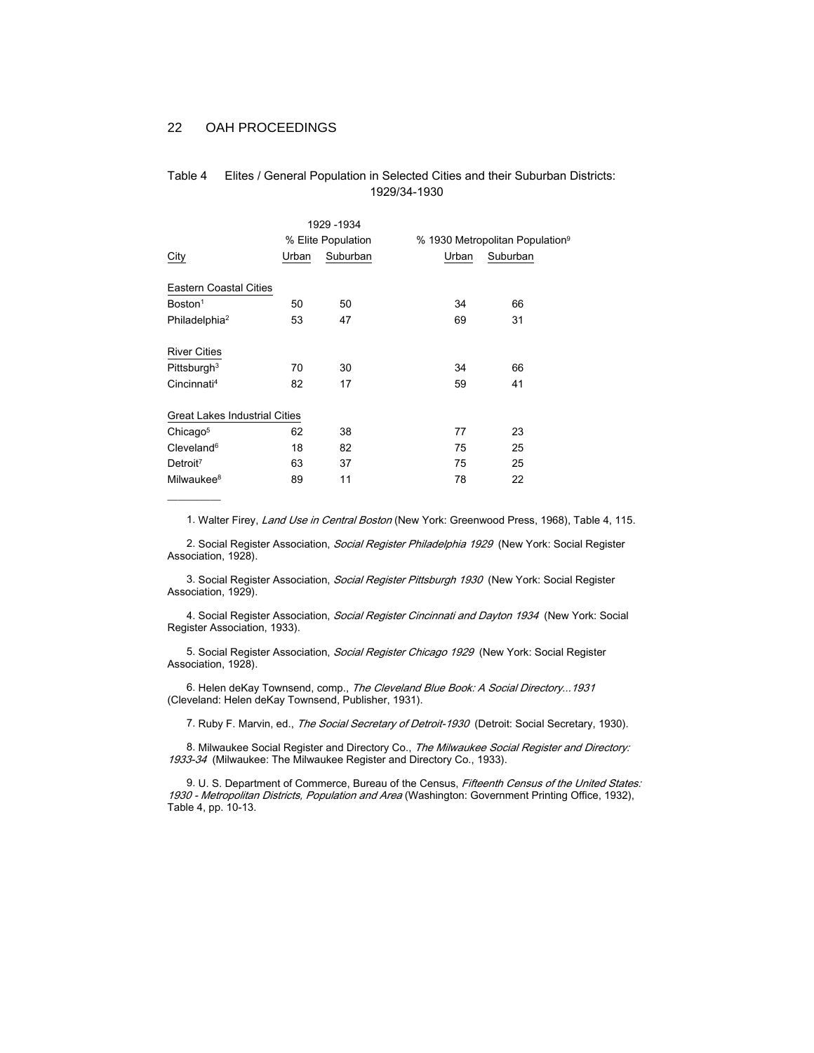Table 4 Elites / General Population in Selected Cities and their Suburban Districts: 1929/34-1930

| City | 1929-1934 % Elite Population | | % 1930 Metropolitan Population[9] | |
|---|---|---|---|---|
| | Urban | Suburban | Urban | Suburban |
| Eastern Coastal Cities | | | | |
| Boston[1] | 50 | 50 | 34 | 66 |
| Philadelphia[2] | 53 | 47 | 69 | 31 |
| River Cities | | | | |
| Pittsburgh[3] | 70 | 30 | 34 | 66 |
| Cincinnati[4] | 82 | 17 | 59 | 41 |
| Great Lakes Industrial Cities | | | | |
| Chicago[5] | 62 | 38 | 77 | 23 |
| Cleveland[6] | 18 | 82 | 75 | 25 |
| Detroit[7] | 63 | 37 | 75 | 25 |
| Milwaukee[8] | 89 | 11 | 78 | 22 |

1. Walter Firey, *Land Use in Central Boston* (New York: Greenwood Press, 1968), Table 4, 115.

2. Social Register Association, *Social Register Philadelphia 1929* (New York: Social Register Association, 1928).

3. Social Register Association, *Social Register Pittsburgh 1930* (New York: Social Register Association, 1929).

4. Social Register Association, *Social Register Cincinnati and Dayton 1934* (New York: Social Register Association, 1933).

5. Social Register Association, *Social Register Chicago 1929* (New York: Social Register Association, 1928).

6. Helen deKay Townsend, comp., *The Cleveland Blue Book: A Social Directory...1931* (Cleveland: Helen deKay Townsend, Publisher, 1931).

7. Ruby F. Marvin, ed., *The Social Secretary of Detroit-1930* (Detroit: Social Secretary, 1930).

8. Milwaukee Social Register and Directory Co., *The Milwaukee Social Register and Directory: 1933-34* (Milwaukee: The Milwaukee Register and Directory Co., 1933).

9. U. S. Department of Commerce, Bureau of the Census, *Fifteenth Census of the United States: 1930 - Metropolitan Districts, Population and Area* (Washington: Government Printing Office, 1932), Table 4, pp. 10-13.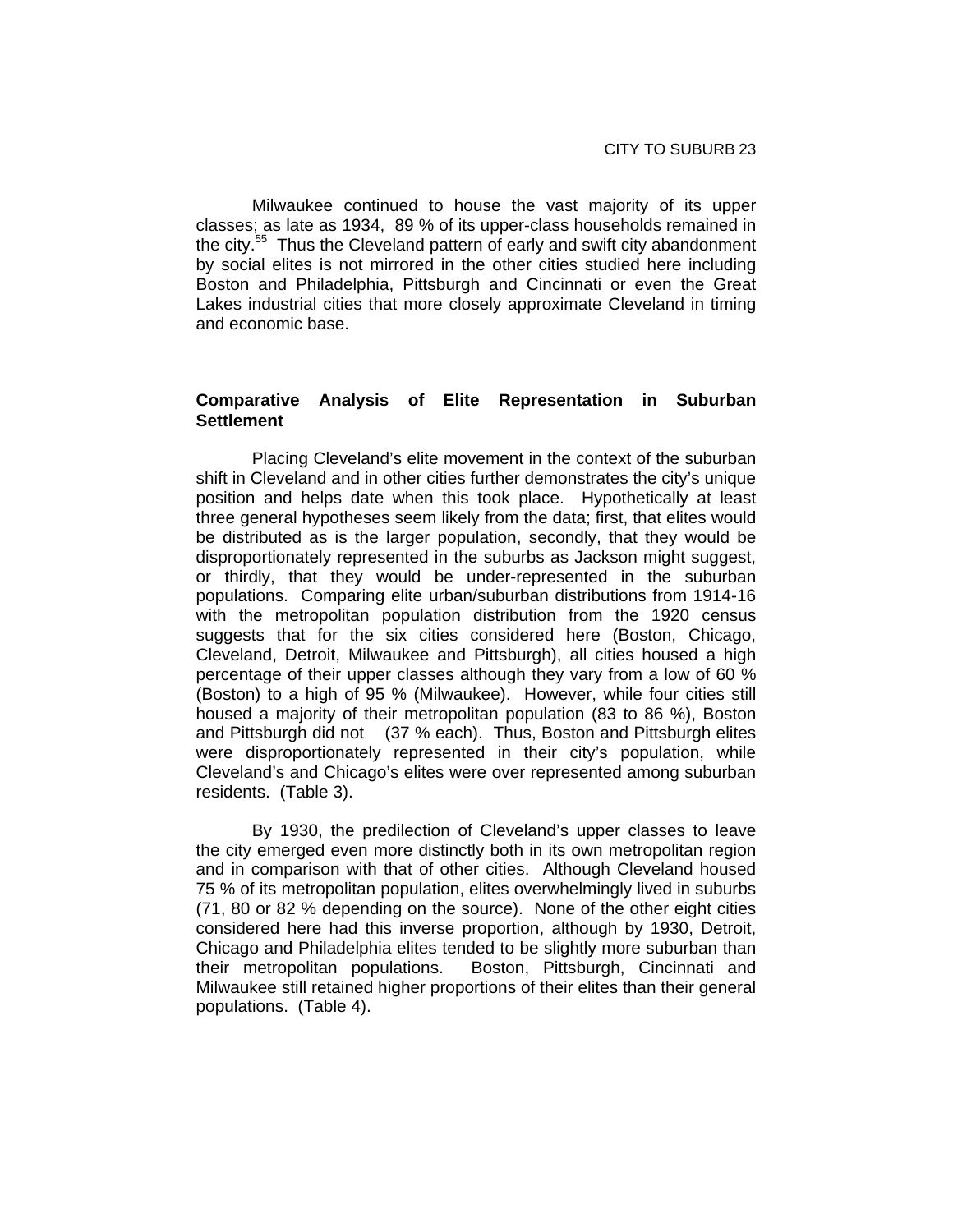Milwaukee continued to house the vast majority of its upper classes; as late as 1934, 89 % of its upper-class households remained in the city.[55] Thus the Cleveland pattern of early and swift city abandonment by social elites is not mirrored in the other cities studied here including Boston and Philadelphia, Pittsburgh and Cincinnati or even the Great Lakes industrial cities that more closely approximate Cleveland in timing and economic base.

## Comparative Analysis of Elite Representation in Suburban Settlement

Placing Cleveland's elite movement in the context of the suburban shift in Cleveland and in other cities further demonstrates the city's unique position and helps date when this took place. Hypothetically at least three general hypotheses seem likely from the data; first, that elites would be distributed as is the larger population, secondly, that they would be disproportionately represented in the suburbs as Jackson might suggest, or thirdly, that they would be under-represented in the suburban populations. Comparing elite urban/suburban distributions from 1914-16 with the metropolitan population distribution from the 1920 census suggests that for the six cities considered here (Boston, Chicago, Cleveland, Detroit, Milwaukee and Pittsburgh), all cities housed a high percentage of their upper classes although they vary from a low of 60 % (Boston) to a high of 95 % (Milwaukee). However, while four cities still housed a majority of their metropolitan population (83 to 86 %), Boston and Pittsburgh did not (37 % each). Thus, Boston and Pittsburgh elites were disproportionately represented in their city's population, while Cleveland's and Chicago's elites were over represented among suburban residents. (Table 3).

By 1930, the predilection of Cleveland's upper classes to leave the city emerged even more distinctly both in its own metropolitan region and in comparison with that of other cities. Although Cleveland housed 75 % of its metropolitan population, elites overwhelmingly lived in suburbs (71, 80 or 82 % depending on the source). None of the other eight cities considered here had this inverse proportion, although by 1930, Detroit, Chicago and Philadelphia elites tended to be slightly more suburban than their metropolitan populations. Boston, Pittsburgh, Cincinnati and Milwaukee still retained higher proportions of their elites than their general populations. (Table 4).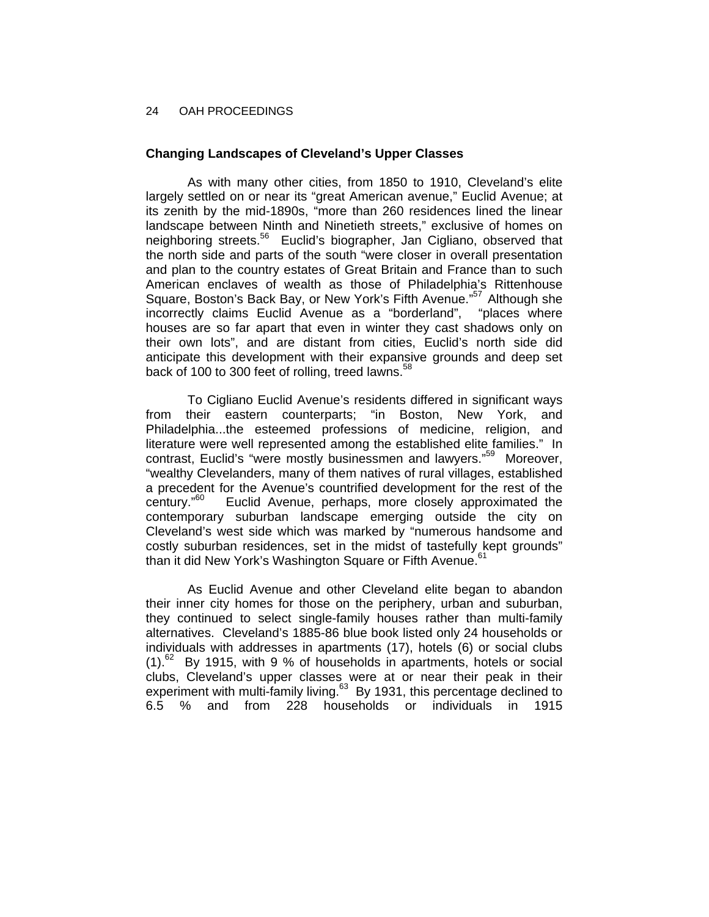### Changing Landscapes of Cleveland's Upper Classes

As with many other cities, from 1850 to 1910, Cleveland's elite largely settled on or near its "great American avenue," Euclid Avenue; at its zenith by the mid-1890s, "more than 260 residences lined the linear landscape between Ninth and Ninetieth streets," exclusive of homes on neighboring streets.[56] Euclid's biographer, Jan Cigliano, observed that the north side and parts of the south "were closer in overall presentation and plan to the country estates of Great Britain and France than to such American enclaves of wealth as those of Philadelphia's Rittenhouse Square, Boston's Back Bay, or New York's Fifth Avenue."[57] Although she incorrectly claims Euclid Avenue as a "borderland", "places where houses are so far apart that even in winter they cast shadows only on their own lots", and are distant from cities, Euclid's north side did anticipate this development with their expansive grounds and deep set back of 100 to 300 feet of rolling, treed lawns.[58]

To Cigliano Euclid Avenue's residents differed in significant ways from their eastern counterparts; "in Boston, New York, and Philadelphia...the esteemed professions of medicine, religion, and literature were well represented among the established elite families." In contrast, Euclid's "were mostly businessmen and lawyers."[59] Moreover, "wealthy Clevelanders, many of them natives of rural villages, established a precedent for the Avenue's countrified development for the rest of the century."[60] Euclid Avenue, perhaps, more closely approximated the contemporary suburban landscape emerging outside the city on Cleveland's west side which was marked by "numerous handsome and costly suburban residences, set in the midst of tastefully kept grounds" than it did New York's Washington Square or Fifth Avenue.[61]

As Euclid Avenue and other Cleveland elite began to abandon their inner city homes for those on the periphery, urban and suburban, they continued to select single-family houses rather than multi-family alternatives. Cleveland's 1885-86 blue book listed only 24 households or individuals with addresses in apartments (17), hotels (6) or social clubs (1).[62] By 1915, with 9 % of households in apartments, hotels or social clubs, Cleveland's upper classes were at or near their peak in their experiment with multi-family living.[63] By 1931, this percentage declined to 6.5 % and from 228 households or individuals in 1915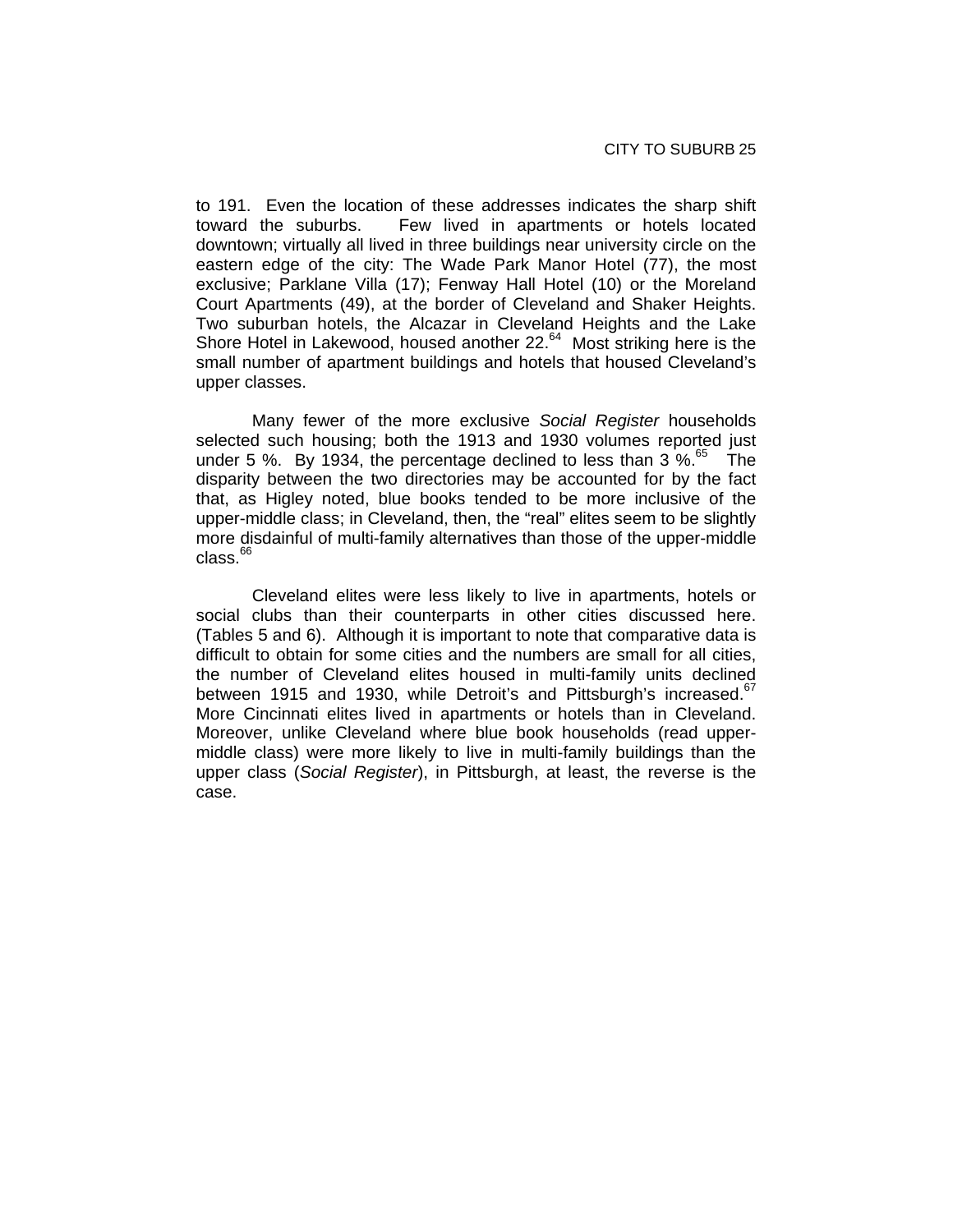to 191. Even the location of these addresses indicates the sharp shift toward the suburbs. Few lived in apartments or hotels located downtown; virtually all lived in three buildings near university circle on the eastern edge of the city: The Wade Park Manor Hotel (77), the most exclusive; Parklane Villa (17); Fenway Hall Hotel (10) or the Moreland Court Apartments (49), at the border of Cleveland and Shaker Heights. Two suburban hotels, the Alcazar in Cleveland Heights and the Lake Shore Hotel in Lakewood, housed another 22.[64] Most striking here is the small number of apartment buildings and hotels that housed Cleveland's upper classes.

Many fewer of the more exclusive *Social Register* households selected such housing; both the 1913 and 1930 volumes reported just under 5 %. By 1934, the percentage declined to less than 3 %.[65] The disparity between the two directories may be accounted for by the fact that, as Higley noted, blue books tended to be more inclusive of the upper-middle class; in Cleveland, then, the "real" elites seem to be slightly more disdainful of multi-family alternatives than those of the upper-middle class.[66]

Cleveland elites were less likely to live in apartments, hotels or social clubs than their counterparts in other cities discussed here. (Tables 5 and 6). Although it is important to note that comparative data is difficult to obtain for some cities and the numbers are small for all cities, the number of Cleveland elites housed in multi-family units declined between 1915 and 1930, while Detroit's and Pittsburgh's increased.[67] More Cincinnati elites lived in apartments or hotels than in Cleveland. Moreover, unlike Cleveland where blue book households (read upper-middle class) were more likely to live in multi-family buildings than the upper class (*Social Register*), in Pittsburgh, at least, the reverse is the case.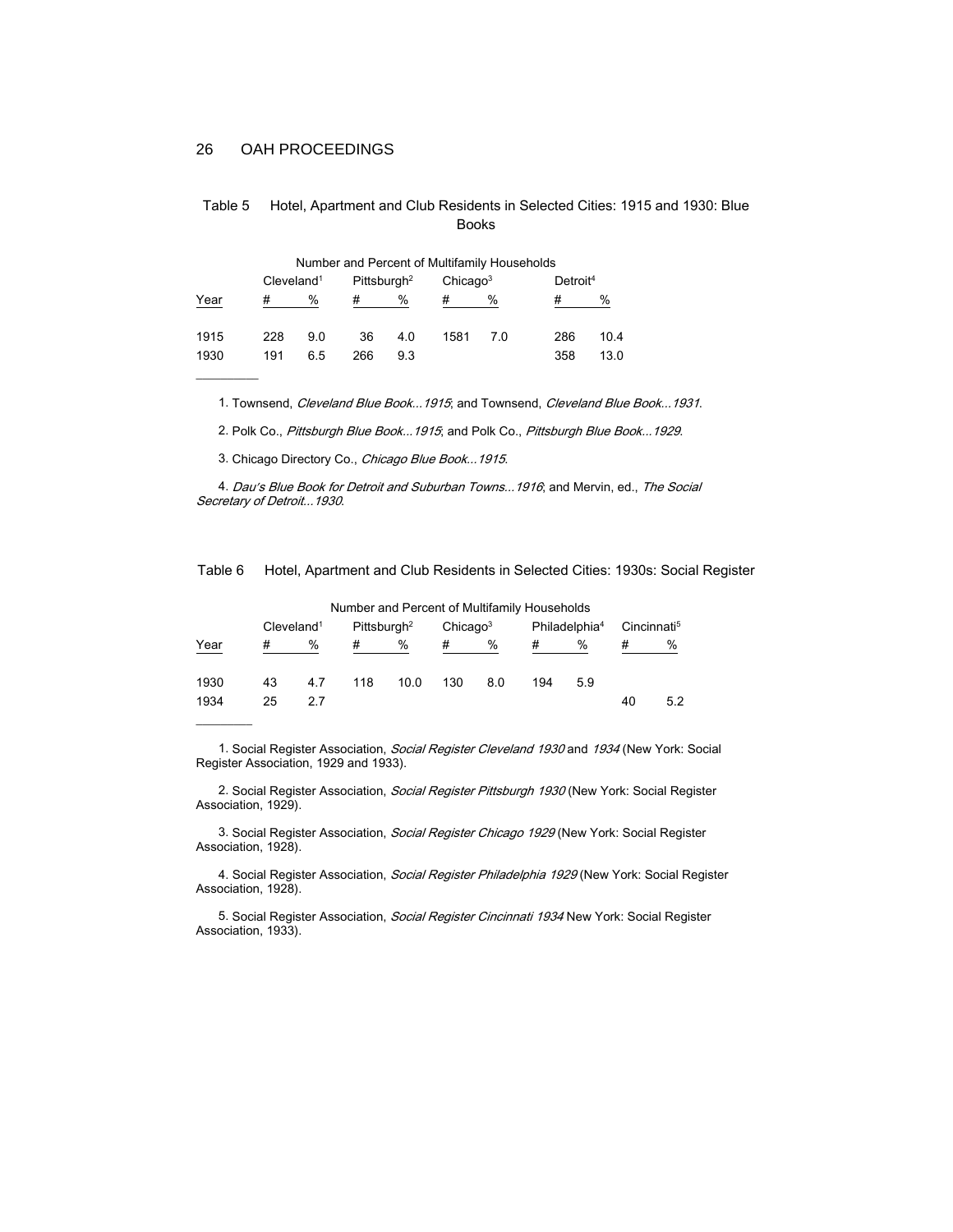Table 5 Hotel, Apartment and Club Residents in Selected Cities: 1915 and 1930: Blue Books

| | Number and Percent of Multifamily Households | | | | | | | |
|---|---|---|---|---|---|---|---|---|
| | Cleveland[1] | | Pittsburgh[2] | | Chicago[3] | | Detroit[4] | |
| Year | # | % | # | % | # | % | # | % |
| 1915 | 228 | 9.0 | 36 | 4.0 | 1581 | 7.0 | 286 | 10.4 |
| 1930 | 191 | 6.5 | 266 | 9.3 | | | 358 | 13.0 |

1. Townsend, *Cleveland Blue Book...1915*; and Townsend, *Cleveland Blue Book...1931*.

2. Polk Co., *Pittsburgh Blue Book...1915*; and Polk Co., *Pittsburgh Blue Book...1929*.

3. Chicago Directory Co., *Chicago Blue Book...1915*.

4. *Dau's Blue Book for Detroit and Suburban Towns...1916*; and Mervin, ed., *The Social Secretary of Detroit...1930*.

Table 6 Hotel, Apartment and Club Residents in Selected Cities: 1930s: Social Register

| | Number and Percent of Multifamily Households | | | | | | | | | |
|---|---|---|---|---|---|---|---|---|---|---|
| | Cleveland[1] | | Pittsburgh[2] | | Chicago[3] | | Philadelphia[4] | | Cincinnati[5] | |
| Year | # | % | # | % | # | % | # | % | # | % |
| 1930 | 43 | 4.7 | 118 | 10.0 | 130 | 8.0 | 194 | 5.9 | | |
| 1934 | 25 | 2.7 | | | | | | | 40 | 5.2 |

1. Social Register Association, *Social Register Cleveland 1930* and *1934* (New York: Social Register Association, 1929 and 1933).

2. Social Register Association, *Social Register Pittsburgh 1930* (New York: Social Register Association, 1929).

3. Social Register Association, *Social Register Chicago 1929* (New York: Social Register Association, 1928).

4. Social Register Association, *Social Register Philadelphia 1929* (New York: Social Register Association, 1928).

5. Social Register Association, *Social Register Cincinnati 1934* New York: Social Register Association, 1933).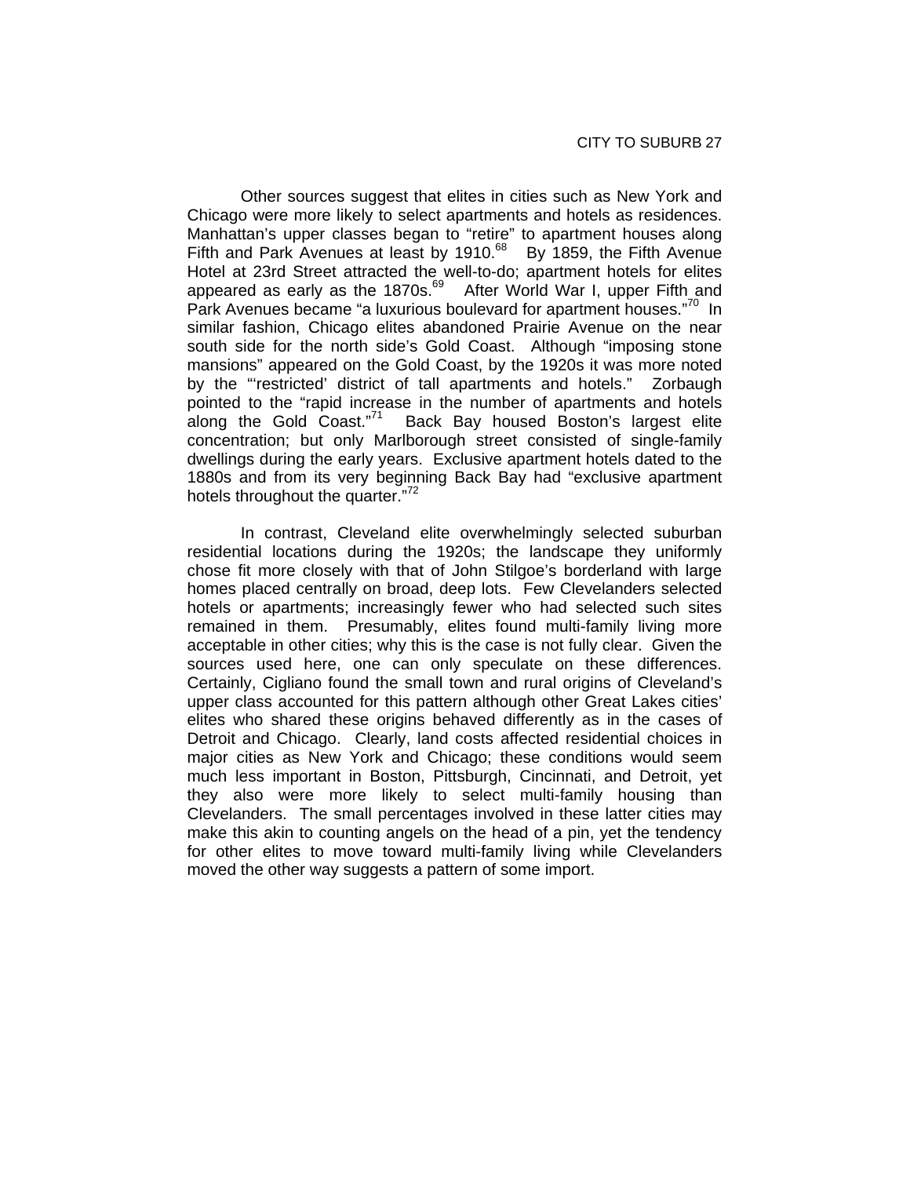Other sources suggest that elites in cities such as New York and Chicago were more likely to select apartments and hotels as residences. Manhattan's upper classes began to "retire" to apartment houses along Fifth and Park Avenues at least by 1910.[68] By 1859, the Fifth Avenue Hotel at 23rd Street attracted the well-to-do; apartment hotels for elites appeared as early as the 1870s.[69] After World War I, upper Fifth and Park Avenues became "a luxurious boulevard for apartment houses."[70] In similar fashion, Chicago elites abandoned Prairie Avenue on the near south side for the north side's Gold Coast. Although "imposing stone mansions" appeared on the Gold Coast, by the 1920s it was more noted by the "'restricted' district of tall apartments and hotels." Zorbaugh pointed to the "rapid increase in the number of apartments and hotels along the Gold Coast."[71] Back Bay housed Boston's largest elite concentration; but only Marlborough street consisted of single-family dwellings during the early years. Exclusive apartment hotels dated to the 1880s and from its very beginning Back Bay had "exclusive apartment hotels throughout the quarter."[72]

In contrast, Cleveland elite overwhelmingly selected suburban residential locations during the 1920s; the landscape they uniformly chose fit more closely with that of John Stilgoe's borderland with large homes placed centrally on broad, deep lots. Few Clevelanders selected hotels or apartments; increasingly fewer who had selected such sites remained in them. Presumably, elites found multi-family living more acceptable in other cities; why this is the case is not fully clear. Given the sources used here, one can only speculate on these differences. Certainly, Cigliano found the small town and rural origins of Cleveland's upper class accounted for this pattern although other Great Lakes cities' elites who shared these origins behaved differently as in the cases of Detroit and Chicago. Clearly, land costs affected residential choices in major cities as New York and Chicago; these conditions would seem much less important in Boston, Pittsburgh, Cincinnati, and Detroit, yet they also were more likely to select multi-family housing than Clevelanders. The small percentages involved in these latter cities may make this akin to counting angels on the head of a pin, yet the tendency for other elites to move toward multi-family living while Clevelanders moved the other way suggests a pattern of some import.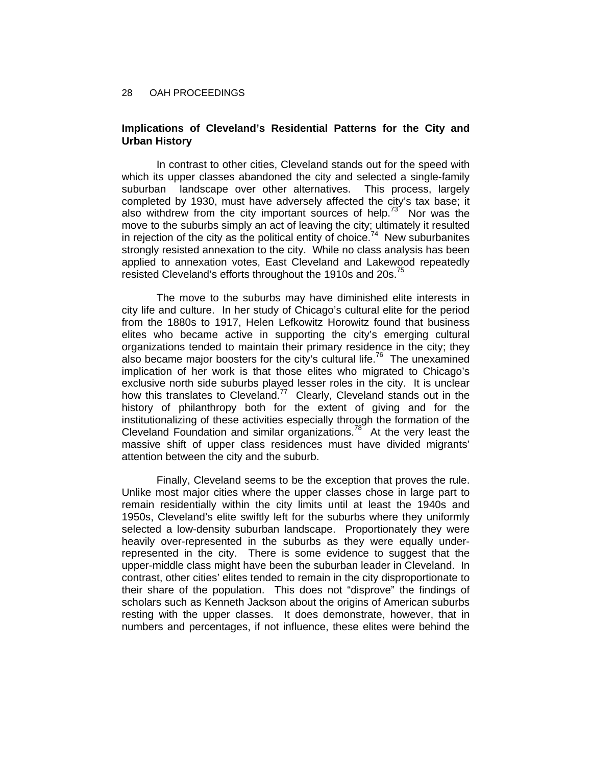## Implications of Cleveland's Residential Patterns for the City and Urban History

In contrast to other cities, Cleveland stands out for the speed with which its upper classes abandoned the city and selected a single-family suburban landscape over other alternatives. This process, largely completed by 1930, must have adversely affected the city's tax base; it also withdrew from the city important sources of help.[73] Nor was the move to the suburbs simply an act of leaving the city; ultimately it resulted in rejection of the city as the political entity of choice.[74] New suburbanites strongly resisted annexation to the city. While no class analysis has been applied to annexation votes, East Cleveland and Lakewood repeatedly resisted Cleveland's efforts throughout the 1910s and 20s.[75]

The move to the suburbs may have diminished elite interests in city life and culture. In her study of Chicago's cultural elite for the period from the 1880s to 1917, Helen Lefkowitz Horowitz found that business elites who became active in supporting the city's emerging cultural organizations tended to maintain their primary residence in the city; they also became major boosters for the city's cultural life.[76] The unexamined implication of her work is that those elites who migrated to Chicago's exclusive north side suburbs played lesser roles in the city. It is unclear how this translates to Cleveland.[77] Clearly, Cleveland stands out in the history of philanthropy both for the extent of giving and for the institutionalizing of these activities especially through the formation of the Cleveland Foundation and similar organizations.[78] At the very least the massive shift of upper class residences must have divided migrants' attention between the city and the suburb.

Finally, Cleveland seems to be the exception that proves the rule. Unlike most major cities where the upper classes chose in large part to remain residentially within the city limits until at least the 1940s and 1950s, Cleveland's elite swiftly left for the suburbs where they uniformly selected a low-density suburban landscape. Proportionately they were heavily over-represented in the suburbs as they were equally under-represented in the city. There is some evidence to suggest that the upper-middle class might have been the suburban leader in Cleveland. In contrast, other cities' elites tended to remain in the city disproportionate to their share of the population. This does not "disprove" the findings of scholars such as Kenneth Jackson about the origins of American suburbs resting with the upper classes. It does demonstrate, however, that in numbers and percentages, if not influence, these elites were behind the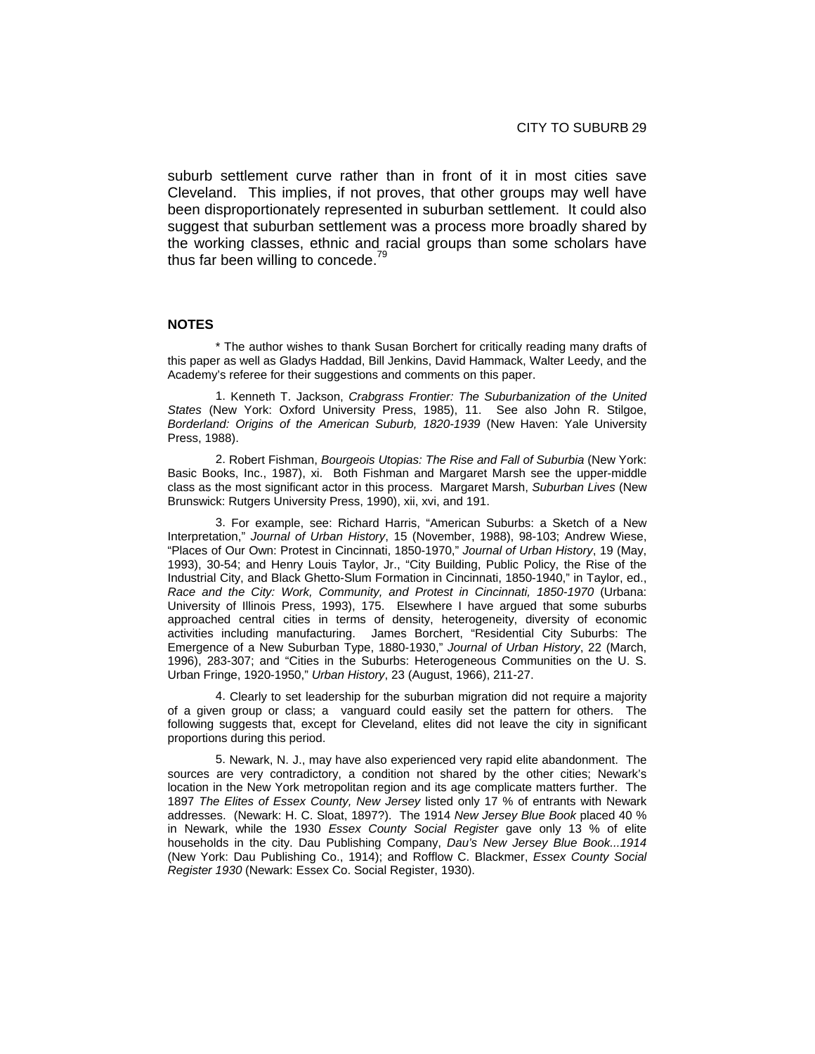suburb settlement curve rather than in front of it in most cities save Cleveland. This implies, if not proves, that other groups may well have been disproportionately represented in suburban settlement. It could also suggest that suburban settlement was a process more broadly shared by the working classes, ethnic and racial groups than some scholars have thus far been willing to concede.[79]

## NOTES

\* The author wishes to thank Susan Borchert for critically reading many drafts of this paper as well as Gladys Haddad, Bill Jenkins, David Hammack, Walter Leedy, and the Academy's referee for their suggestions and comments on this paper.

1. Kenneth T. Jackson, *Crabgrass Frontier: The Suburbanization of the United States* (New York: Oxford University Press, 1985), 11. See also John R. Stilgoe, *Borderland: Origins of the American Suburb, 1820-1939* (New Haven: Yale University Press, 1988).

2. Robert Fishman, *Bourgeois Utopias: The Rise and Fall of Suburbia* (New York: Basic Books, Inc., 1987), xi. Both Fishman and Margaret Marsh see the upper-middle class as the most significant actor in this process. Margaret Marsh, *Suburban Lives* (New Brunswick: Rutgers University Press, 1990), xii, xvi, and 191.

3. For example, see: Richard Harris, "American Suburbs: a Sketch of a New Interpretation," *Journal of Urban History*, 15 (November, 1988), 98-103; Andrew Wiese, "Places of Our Own: Protest in Cincinnati, 1850-1970," *Journal of Urban History*, 19 (May, 1993), 30-54; and Henry Louis Taylor, Jr., "City Building, Public Policy, the Rise of the Industrial City, and Black Ghetto-Slum Formation in Cincinnati, 1850-1940," in Taylor, ed., *Race and the City: Work, Community, and Protest in Cincinnati, 1850-1970* (Urbana: University of Illinois Press, 1993), 175. Elsewhere I have argued that some suburbs approached central cities in terms of density, heterogeneity, diversity of economic activities including manufacturing. James Borchert, "Residential City Suburbs: The Emergence of a New Suburban Type, 1880-1930," *Journal of Urban History*, 22 (March, 1996), 283-307; and "Cities in the Suburbs: Heterogeneous Communities on the U. S. Urban Fringe, 1920-1950," *Urban History*, 23 (August, 1966), 211-27.

4. Clearly to set leadership for the suburban migration did not require a majority of a given group or class; a vanguard could easily set the pattern for others. The following suggests that, except for Cleveland, elites did not leave the city in significant proportions during this period.

5. Newark, N. J., may have also experienced very rapid elite abandonment. The sources are very contradictory, a condition not shared by the other cities; Newark's location in the New York metropolitan region and its age complicate matters further. The 1897 *The Elites of Essex County, New Jersey* listed only 17 % of entrants with Newark addresses. (Newark: H. C. Sloat, 1897?). The 1914 *New Jersey Blue Book* placed 40 % in Newark, while the 1930 *Essex County Social Register* gave only 13 % of elite households in the city. Dau Publishing Company, *Dau's New Jersey Blue Book...1914* (New York: Dau Publishing Co., 1914); and Rofflow C. Blackmer, *Essex County Social Register 1930* (Newark: Essex Co. Social Register, 1930).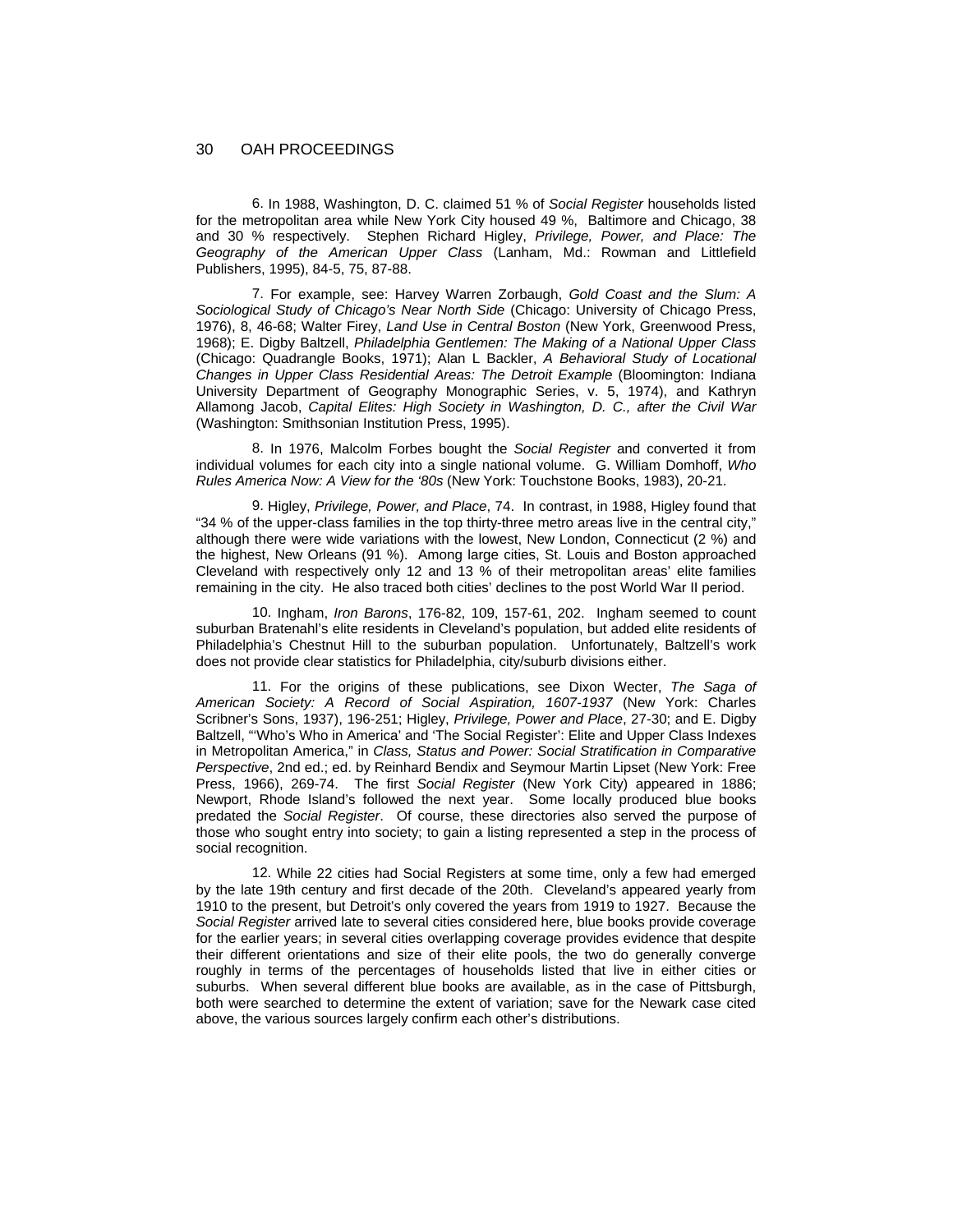6. In 1988, Washington, D. C. claimed 51 % of *Social Register* households listed for the metropolitan area while New York City housed 49 %, Baltimore and Chicago, 38 and 30 % respectively. Stephen Richard Higley, *Privilege, Power, and Place: The Geography of the American Upper Class* (Lanham, Md.: Rowman and Littlefield Publishers, 1995), 84-5, 75, 87-88.

7. For example, see: Harvey Warren Zorbaugh, *Gold Coast and the Slum: A Sociological Study of Chicago's Near North Side* (Chicago: University of Chicago Press, 1976), 8, 46-68; Walter Firey, *Land Use in Central Boston* (New York, Greenwood Press, 1968); E. Digby Baltzell, *Philadelphia Gentlemen: The Making of a National Upper Class* (Chicago: Quadrangle Books, 1971); Alan L Backler, *A Behavioral Study of Locational Changes in Upper Class Residential Areas: The Detroit Example* (Bloomington: Indiana University Department of Geography Monographic Series, v. 5, 1974), and Kathryn Allamong Jacob, *Capital Elites: High Society in Washington, D. C., after the Civil War* (Washington: Smithsonian Institution Press, 1995).

8. In 1976, Malcolm Forbes bought the *Social Register* and converted it from individual volumes for each city into a single national volume. G. William Domhoff, *Who Rules America Now: A View for the '80s* (New York: Touchstone Books, 1983), 20-21.

9. Higley, *Privilege, Power, and Place*, 74. In contrast, in 1988, Higley found that "34 % of the upper-class families in the top thirty-three metro areas live in the central city," although there were wide variations with the lowest, New London, Connecticut (2 %) and the highest, New Orleans (91 %). Among large cities, St. Louis and Boston approached Cleveland with respectively only 12 and 13 % of their metropolitan areas' elite families remaining in the city. He also traced both cities' declines to the post World War II period.

10. Ingham, *Iron Barons*, 176-82, 109, 157-61, 202. Ingham seemed to count suburban Bratenahl's elite residents in Cleveland's population, but added elite residents of Philadelphia's Chestnut Hill to the suburban population. Unfortunately, Baltzell's work does not provide clear statistics for Philadelphia, city/suburb divisions either.

11. For the origins of these publications, see Dixon Wecter, *The Saga of American Society: A Record of Social Aspiration, 1607-1937* (New York: Charles Scribner's Sons, 1937), 196-251; Higley, *Privilege, Power and Place*, 27-30; and E. Digby Baltzell, "'Who's Who in America' and 'The Social Register': Elite and Upper Class Indexes in Metropolitan America," in *Class, Status and Power: Social Stratification in Comparative Perspective*, 2nd ed.; ed. by Reinhard Bendix and Seymour Martin Lipset (New York: Free Press, 1966), 269-74. The first *Social Register* (New York City) appeared in 1886; Newport, Rhode Island's followed the next year. Some locally produced blue books predated the *Social Register*. Of course, these directories also served the purpose of those who sought entry into society; to gain a listing represented a step in the process of social recognition.

12. While 22 cities had Social Registers at some time, only a few had emerged by the late 19th century and first decade of the 20th. Cleveland's appeared yearly from 1910 to the present, but Detroit's only covered the years from 1919 to 1927. Because the *Social Register* arrived late to several cities considered here, blue books provide coverage for the earlier years; in several cities overlapping coverage provides evidence that despite their different orientations and size of their elite pools, the two do generally converge roughly in terms of the percentages of households listed that live in either cities or suburbs. When several different blue books are available, as in the case of Pittsburgh, both were searched to determine the extent of variation; save for the Newark case cited above, the various sources largely confirm each other's distributions.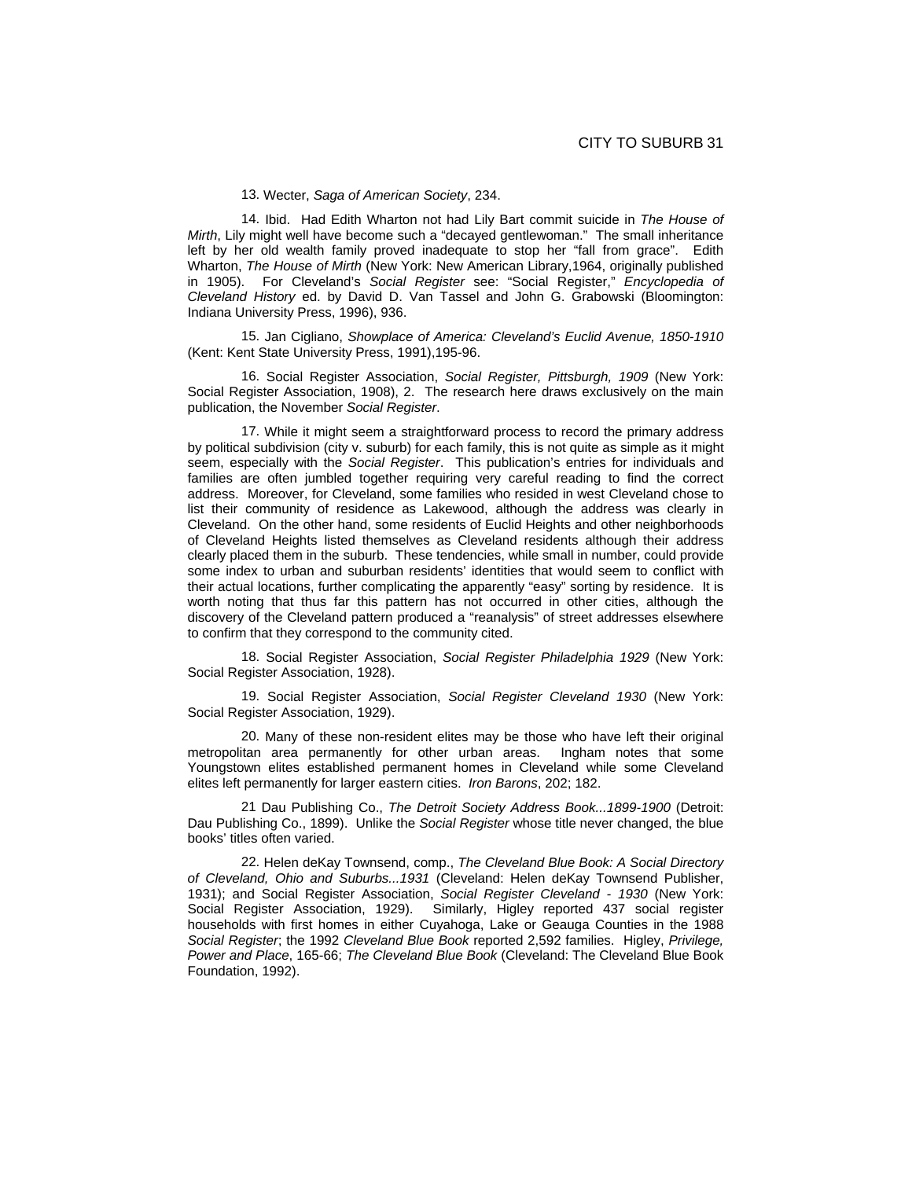13. Wecter, *Saga of American Society*, 234.

14. Ibid. Had Edith Wharton not had Lily Bart commit suicide in *The House of Mirth*, Lily might well have become such a "decayed gentlewoman." The small inheritance left by her old wealth family proved inadequate to stop her "fall from grace". Edith Wharton, *The House of Mirth* (New York: New American Library,1964, originally published in 1905). For Cleveland's *Social Register* see: "Social Register," *Encyclopedia of Cleveland History* ed. by David D. Van Tassel and John G. Grabowski (Bloomington: Indiana University Press, 1996), 936.

15. Jan Cigliano, *Showplace of America: Cleveland's Euclid Avenue, 1850-1910* (Kent: Kent State University Press, 1991),195-96.

16. Social Register Association, *Social Register, Pittsburgh, 1909* (New York: Social Register Association, 1908), 2. The research here draws exclusively on the main publication, the November *Social Register*.

17. While it might seem a straightforward process to record the primary address by political subdivision (city v. suburb) for each family, this is not quite as simple as it might seem, especially with the *Social Register*. This publication's entries for individuals and families are often jumbled together requiring very careful reading to find the correct address. Moreover, for Cleveland, some families who resided in west Cleveland chose to list their community of residence as Lakewood, although the address was clearly in Cleveland. On the other hand, some residents of Euclid Heights and other neighborhoods of Cleveland Heights listed themselves as Cleveland residents although their address clearly placed them in the suburb. These tendencies, while small in number, could provide some index to urban and suburban residents' identities that would seem to conflict with their actual locations, further complicating the apparently "easy" sorting by residence. It is worth noting that thus far this pattern has not occurred in other cities, although the discovery of the Cleveland pattern produced a "reanalysis" of street addresses elsewhere to confirm that they correspond to the community cited.

18. Social Register Association, *Social Register Philadelphia 1929* (New York: Social Register Association, 1928).

19. Social Register Association, *Social Register Cleveland 1930* (New York: Social Register Association, 1929).

20. Many of these non-resident elites may be those who have left their original metropolitan area permanently for other urban areas. Ingham notes that some Youngstown elites established permanent homes in Cleveland while some Cleveland elites left permanently for larger eastern cities. *Iron Barons*, 202; 182.

21 Dau Publishing Co., *The Detroit Society Address Book...1899-1900* (Detroit: Dau Publishing Co., 1899). Unlike the *Social Register* whose title never changed, the blue books' titles often varied.

22. Helen deKay Townsend, comp., *The Cleveland Blue Book: A Social Directory of Cleveland, Ohio and Suburbs...1931* (Cleveland: Helen deKay Townsend Publisher, 1931); and Social Register Association, *Social Register Cleveland - 1930* (New York: Social Register Association, 1929). Similarly, Higley reported 437 social register households with first homes in either Cuyahoga, Lake or Geauga Counties in the 1988 *Social Register*; the 1992 *Cleveland Blue Book* reported 2,592 families. Higley, *Privilege, Power and Place*, 165-66; *The Cleveland Blue Book* (Cleveland: The Cleveland Blue Book Foundation, 1992).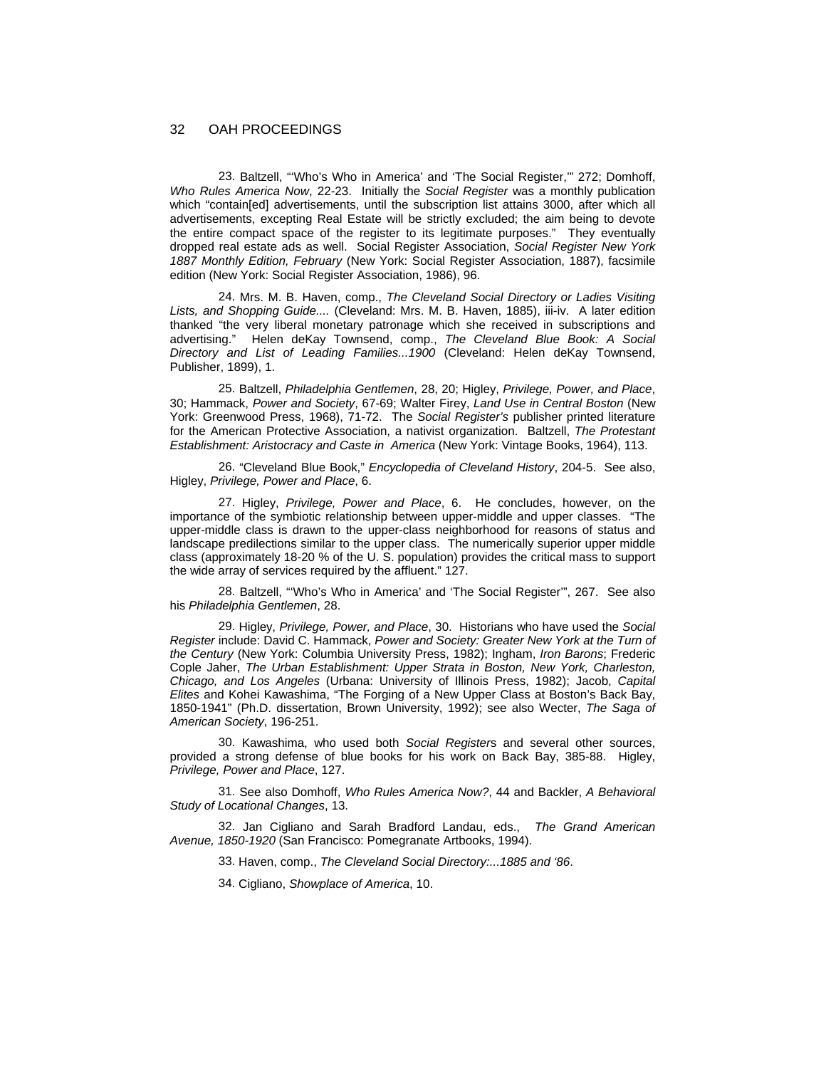23. Baltzell, "'Who's Who in America' and 'The Social Register,'" 272; Domhoff, *Who Rules America Now*, 22-23. Initially the *Social Register* was a monthly publication which "contain[ed] advertisements, until the subscription list attains 3000, after which all advertisements, excepting Real Estate will be strictly excluded; the aim being to devote the entire compact space of the register to its legitimate purposes." They eventually dropped real estate ads as well. Social Register Association, *Social Register New York 1887 Monthly Edition, February* (New York: Social Register Association, 1887), facsimile edition (New York: Social Register Association, 1986), 96.

24. Mrs. M. B. Haven, comp., *The Cleveland Social Directory or Ladies Visiting Lists, and Shopping Guide....* (Cleveland: Mrs. M. B. Haven, 1885), iii-iv. A later edition thanked "the very liberal monetary patronage which she received in subscriptions and advertising." Helen deKay Townsend, comp., *The Cleveland Blue Book: A Social Directory and List of Leading Families...1900* (Cleveland: Helen deKay Townsend, Publisher, 1899), 1.

25. Baltzell, *Philadelphia Gentlemen*, 28, 20; Higley, *Privilege, Power, and Place*, 30; Hammack, *Power and Society*, 67-69; Walter Firey, *Land Use in Central Boston* (New York: Greenwood Press, 1968), 71-72. The *Social Register's* publisher printed literature for the American Protective Association, a nativist organization. Baltzell, *The Protestant Establishment: Aristocracy and Caste in America* (New York: Vintage Books, 1964), 113.

26. "Cleveland Blue Book," *Encyclopedia of Cleveland History*, 204-5. See also, Higley, *Privilege, Power and Place*, 6.

27. Higley, *Privilege, Power and Place*, 6. He concludes, however, on the importance of the symbiotic relationship between upper-middle and upper classes. "The upper-middle class is drawn to the upper-class neighborhood for reasons of status and landscape predilections similar to the upper class. The numerically superior upper middle class (approximately 18-20 % of the U. S. population) provides the critical mass to support the wide array of services required by the affluent." 127.

28. Baltzell, "'Who's Who in America' and 'The Social Register'", 267. See also his *Philadelphia Gentlemen*, 28.

29. Higley, *Privilege, Power, and Place*, 30. Historians who have used the *Social Register* include: David C. Hammack, *Power and Society: Greater New York at the Turn of the Century* (New York: Columbia University Press, 1982); Ingham, *Iron Barons*; Frederic Cople Jaher, *The Urban Establishment: Upper Strata in Boston, New York, Charleston, Chicago, and Los Angeles* (Urbana: University of Illinois Press, 1982); Jacob, *Capital Elites* and Kohei Kawashima, "The Forging of a New Upper Class at Boston's Back Bay, 1850-1941" (Ph.D. dissertation, Brown University, 1992); see also Wecter, *The Saga of American Society*, 196-251.

30. Kawashima, who used both *Social Register*s and several other sources, provided a strong defense of blue books for his work on Back Bay, 385-88. Higley, *Privilege, Power and Place*, 127.

31. See also Domhoff, *Who Rules America Now?*, 44 and Backler, *A Behavioral Study of Locational Changes*, 13.

32. Jan Cigliano and Sarah Bradford Landau, eds., *The Grand American Avenue, 1850-1920* (San Francisco: Pomegranate Artbooks, 1994).

33. Haven, comp., *The Cleveland Social Directory:...1885 and '86*.

34. Cigliano, *Showplace of America*, 10.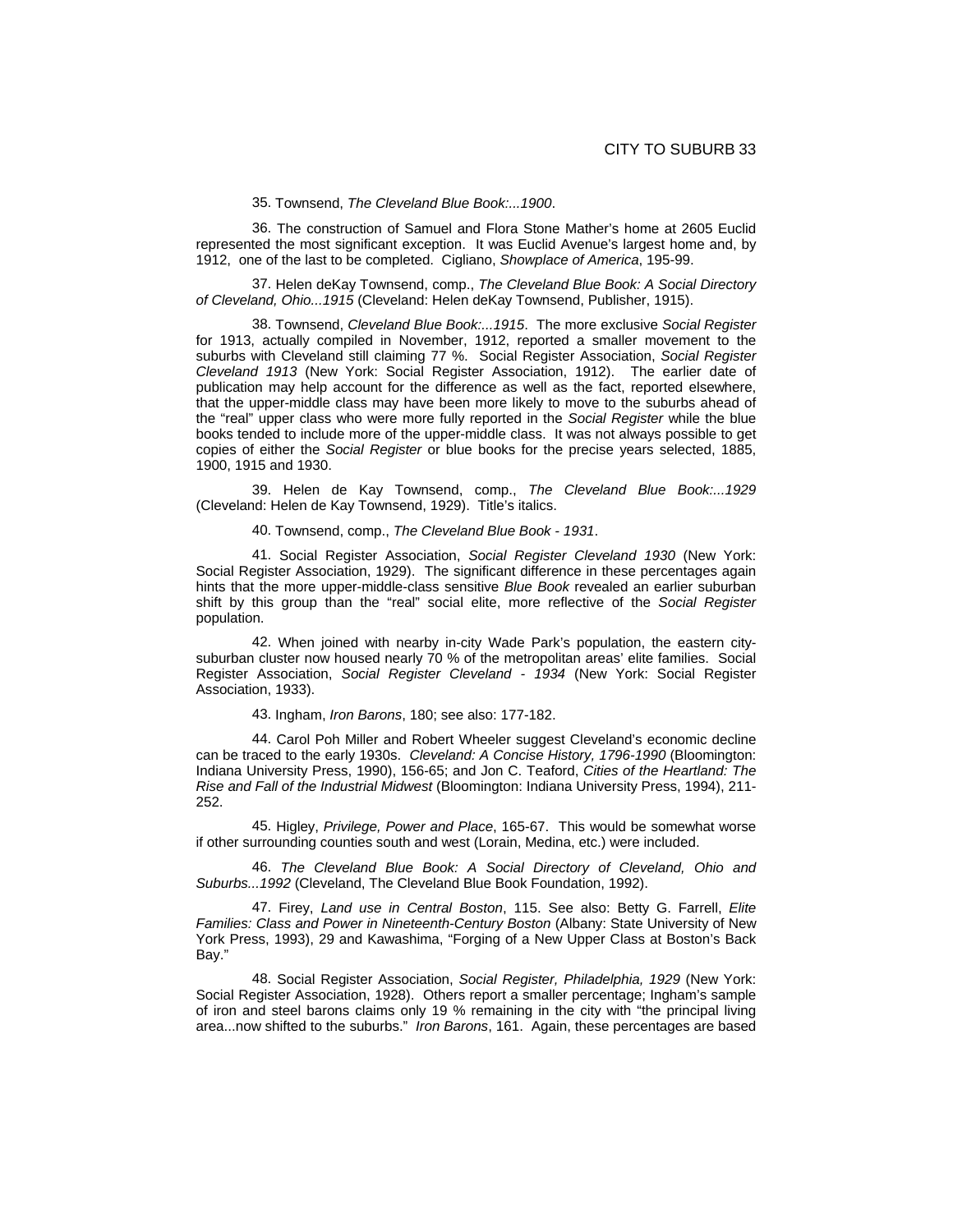35. Townsend, *The Cleveland Blue Book:...1900*.

36. The construction of Samuel and Flora Stone Mather's home at 2605 Euclid represented the most significant exception. It was Euclid Avenue's largest home and, by 1912, one of the last to be completed. Cigliano, *Showplace of America*, 195-99.

37. Helen deKay Townsend, comp., *The Cleveland Blue Book: A Social Directory of Cleveland, Ohio...1915* (Cleveland: Helen deKay Townsend, Publisher, 1915).

38. Townsend, *Cleveland Blue Book:...1915*. The more exclusive *Social Register* for 1913, actually compiled in November, 1912, reported a smaller movement to the suburbs with Cleveland still claiming 77 %. Social Register Association, *Social Register Cleveland 1913* (New York: Social Register Association, 1912). The earlier date of publication may help account for the difference as well as the fact, reported elsewhere, that the upper-middle class may have been more likely to move to the suburbs ahead of the "real" upper class who were more fully reported in the *Social Register* while the blue books tended to include more of the upper-middle class. It was not always possible to get copies of either the *Social Register* or blue books for the precise years selected, 1885, 1900, 1915 and 1930.

39. Helen de Kay Townsend, comp., *The Cleveland Blue Book:...1929* (Cleveland: Helen de Kay Townsend, 1929). Title's italics.

40. Townsend, comp., *The Cleveland Blue Book - 1931*.

41. Social Register Association, *Social Register Cleveland 1930* (New York: Social Register Association, 1929). The significant difference in these percentages again hints that the more upper-middle-class sensitive *Blue Book* revealed an earlier suburban shift by this group than the "real" social elite, more reflective of the *Social Register* population.

42. When joined with nearby in-city Wade Park's population, the eastern city-suburban cluster now housed nearly 70 % of the metropolitan areas' elite families. Social Register Association, *Social Register Cleveland - 1934* (New York: Social Register Association, 1933).

43. Ingham, *Iron Barons*, 180; see also: 177-182.

44. Carol Poh Miller and Robert Wheeler suggest Cleveland's economic decline can be traced to the early 1930s. *Cleveland: A Concise History, 1796-1990* (Bloomington: Indiana University Press, 1990), 156-65; and Jon C. Teaford, *Cities of the Heartland: The Rise and Fall of the Industrial Midwest* (Bloomington: Indiana University Press, 1994), 211-252.

45. Higley, *Privilege, Power and Place*, 165-67. This would be somewhat worse if other surrounding counties south and west (Lorain, Medina, etc.) were included.

46. *The Cleveland Blue Book: A Social Directory of Cleveland, Ohio and Suburbs...1992* (Cleveland, The Cleveland Blue Book Foundation, 1992).

47. Firey, *Land use in Central Boston*, 115. See also: Betty G. Farrell, *Elite Families: Class and Power in Nineteenth-Century Boston* (Albany: State University of New York Press, 1993), 29 and Kawashima, "Forging of a New Upper Class at Boston's Back Bay."

48. Social Register Association, *Social Register, Philadelphia, 1929* (New York: Social Register Association, 1928). Others report a smaller percentage; Ingham's sample of iron and steel barons claims only 19 % remaining in the city with "the principal living area...now shifted to the suburbs." *Iron Barons*, 161. Again, these percentages are based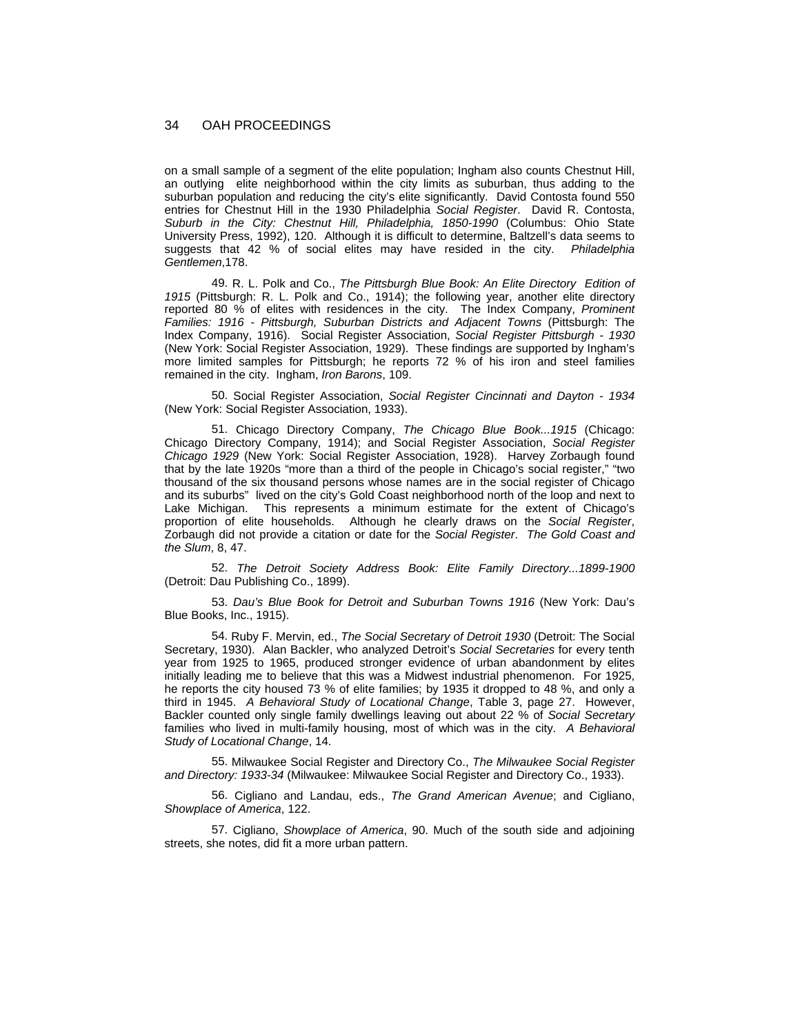on a small sample of a segment of the elite population; Ingham also counts Chestnut Hill, an outlying elite neighborhood within the city limits as suburban, thus adding to the suburban population and reducing the city's elite significantly. David Contosta found 550 entries for Chestnut Hill in the 1930 Philadelphia *Social Register*. David R. Contosta, *Suburb in the City: Chestnut Hill, Philadelphia, 1850-1990* (Columbus: Ohio State University Press, 1992), 120. Although it is difficult to determine, Baltzell's data seems to suggests that 42 % of social elites may have resided in the city. *Philadelphia Gentlemen*,178.

49. R. L. Polk and Co., *The Pittsburgh Blue Book: An Elite Directory Edition of 1915* (Pittsburgh: R. L. Polk and Co., 1914); the following year, another elite directory reported 80 % of elites with residences in the city. The Index Company, *Prominent Families: 1916 - Pittsburgh, Suburban Districts and Adjacent Towns* (Pittsburgh: The Index Company, 1916). Social Register Association, *Social Register Pittsburgh - 1930* (New York: Social Register Association, 1929). These findings are supported by Ingham's more limited samples for Pittsburgh; he reports 72 % of his iron and steel families remained in the city. Ingham, *Iron Barons*, 109.

50. Social Register Association, *Social Register Cincinnati and Dayton - 1934* (New York: Social Register Association, 1933).

51. Chicago Directory Company, *The Chicago Blue Book...1915* (Chicago: Chicago Directory Company, 1914); and Social Register Association, *Social Register Chicago 1929* (New York: Social Register Association, 1928). Harvey Zorbaugh found that by the late 1920s "more than a third of the people in Chicago's social register," "two thousand of the six thousand persons whose names are in the social register of Chicago and its suburbs" lived on the city's Gold Coast neighborhood north of the loop and next to Lake Michigan. This represents a minimum estimate for the extent of Chicago's proportion of elite households. Although he clearly draws on the *Social Register*, Zorbaugh did not provide a citation or date for the *Social Register*. *The Gold Coast and the Slum*, 8, 47.

52. *The Detroit Society Address Book: Elite Family Directory...1899-1900* (Detroit: Dau Publishing Co., 1899).

53. *Dau's Blue Book for Detroit and Suburban Towns 1916* (New York: Dau's Blue Books, Inc., 1915).

54. Ruby F. Mervin, ed., *The Social Secretary of Detroit 1930* (Detroit: The Social Secretary, 1930). Alan Backler, who analyzed Detroit's *Social Secretaries* for every tenth year from 1925 to 1965, produced stronger evidence of urban abandonment by elites initially leading me to believe that this was a Midwest industrial phenomenon. For 1925, he reports the city housed 73 % of elite families; by 1935 it dropped to 48 %, and only a third in 1945. *A Behavioral Study of Locational Change*, Table 3, page 27. However, Backler counted only single family dwellings leaving out about 22 % of *Social Secretary* families who lived in multi-family housing, most of which was in the city. *A Behavioral Study of Locational Change*, 14.

55. Milwaukee Social Register and Directory Co., *The Milwaukee Social Register and Directory: 1933-34* (Milwaukee: Milwaukee Social Register and Directory Co., 1933).

56. Cigliano and Landau, eds., *The Grand American Avenue*; and Cigliano, *Showplace of America*, 122.

57. Cigliano, *Showplace of America*, 90. Much of the south side and adjoining streets, she notes, did fit a more urban pattern.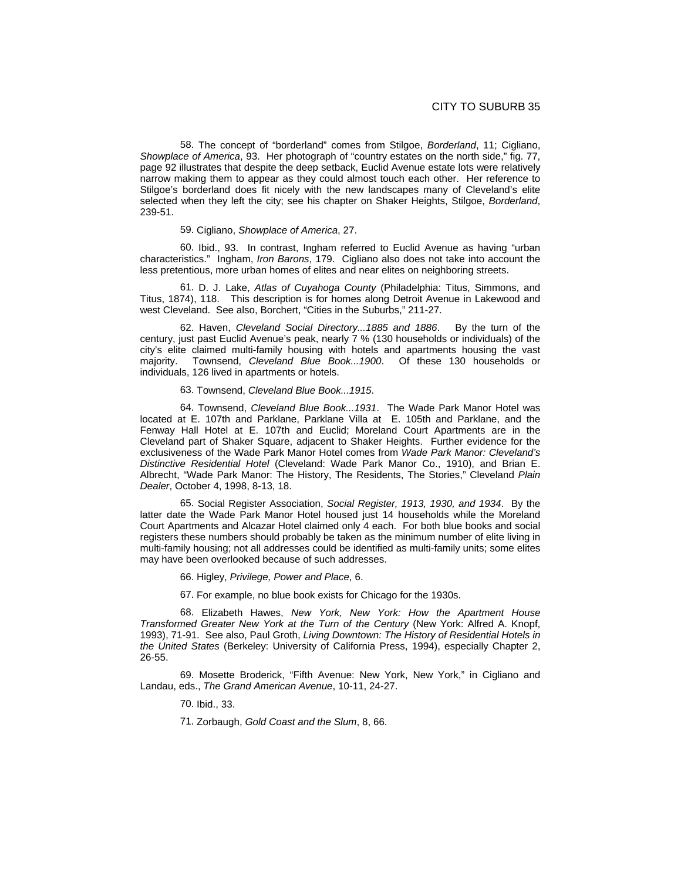58. The concept of "borderland" comes from Stilgoe, *Borderland*, 11; Cigliano, *Showplace of America*, 93. Her photograph of "country estates on the north side," fig. 77, page 92 illustrates that despite the deep setback, Euclid Avenue estate lots were relatively narrow making them to appear as they could almost touch each other. Her reference to Stilgoe's borderland does fit nicely with the new landscapes many of Cleveland's elite selected when they left the city; see his chapter on Shaker Heights, Stilgoe, *Borderland*, 239-51.

59. Cigliano, *Showplace of America*, 27.

60. Ibid., 93. In contrast, Ingham referred to Euclid Avenue as having "urban characteristics." Ingham, *Iron Barons*, 179. Cigliano also does not take into account the less pretentious, more urban homes of elites and near elites on neighboring streets.

61. D. J. Lake, *Atlas of Cuyahoga County* (Philadelphia: Titus, Simmons, and Titus, 1874), 118. This description is for homes along Detroit Avenue in Lakewood and west Cleveland. See also, Borchert, "Cities in the Suburbs," 211-27.

62. Haven, *Cleveland Social Directory...1885 and 1886*. By the turn of the century, just past Euclid Avenue's peak, nearly 7 % (130 households or individuals) of the city's elite claimed multi-family housing with hotels and apartments housing the vast majority. Townsend, *Cleveland Blue Book...1900*. Of these 130 households or individuals, 126 lived in apartments or hotels.

63. Townsend, *Cleveland Blue Book...1915*.

64. Townsend, *Cleveland Blue Book...1931*. The Wade Park Manor Hotel was located at E. 107th and Parklane, Parklane Villa at E. 105th and Parklane, and the Fenway Hall Hotel at E. 107th and Euclid; Moreland Court Apartments are in the Cleveland part of Shaker Square, adjacent to Shaker Heights. Further evidence for the exclusiveness of the Wade Park Manor Hotel comes from *Wade Park Manor: Cleveland's Distinctive Residential Hotel* (Cleveland: Wade Park Manor Co., 1910), and Brian E. Albrecht, "Wade Park Manor: The History, The Residents, The Stories," Cleveland *Plain Dealer*, October 4, 1998, 8-13, 18.

65. Social Register Association, *Social Register, 1913, 1930, and 1934*. By the latter date the Wade Park Manor Hotel housed just 14 households while the Moreland Court Apartments and Alcazar Hotel claimed only 4 each. For both blue books and social registers these numbers should probably be taken as the minimum number of elite living in multi-family housing; not all addresses could be identified as multi-family units; some elites may have been overlooked because of such addresses.

66. Higley, *Privilege, Power and Place*, 6.

67. For example, no blue book exists for Chicago for the 1930s.

68. Elizabeth Hawes, *New York, New York: How the Apartment House Transformed Greater New York at the Turn of the Century* (New York: Alfred A. Knopf, 1993), 71-91. See also, Paul Groth, *Living Downtown: The History of Residential Hotels in the United States* (Berkeley: University of California Press, 1994), especially Chapter 2, 26-55.

69. Mosette Broderick, "Fifth Avenue: New York, New York," in Cigliano and Landau, eds., *The Grand American Avenue*, 10-11, 24-27.

70. Ibid., 33.

71. Zorbaugh, *Gold Coast and the Slum*, 8, 66.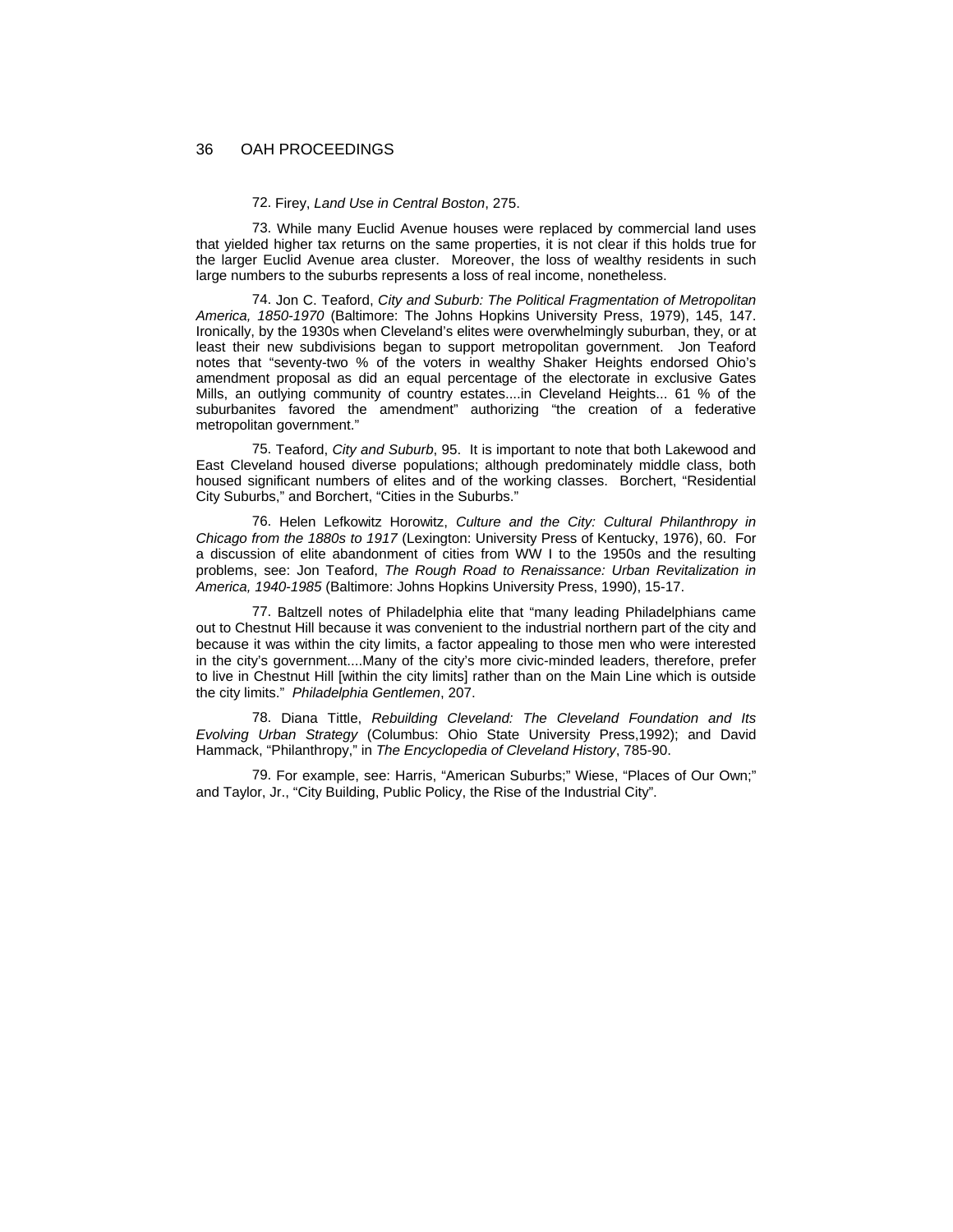72. Firey, *Land Use in Central Boston*, 275.

73. While many Euclid Avenue houses were replaced by commercial land uses that yielded higher tax returns on the same properties, it is not clear if this holds true for the larger Euclid Avenue area cluster. Moreover, the loss of wealthy residents in such large numbers to the suburbs represents a loss of real income, nonetheless.

74. Jon C. Teaford, *City and Suburb: The Political Fragmentation of Metropolitan America, 1850-1970* (Baltimore: The Johns Hopkins University Press, 1979), 145, 147. Ironically, by the 1930s when Cleveland's elites were overwhelmingly suburban, they, or at least their new subdivisions began to support metropolitan government. Jon Teaford notes that "seventy-two % of the voters in wealthy Shaker Heights endorsed Ohio's amendment proposal as did an equal percentage of the electorate in exclusive Gates Mills, an outlying community of country estates....in Cleveland Heights... 61 % of the suburbanites favored the amendment" authorizing "the creation of a federative metropolitan government."

75. Teaford, *City and Suburb*, 95. It is important to note that both Lakewood and East Cleveland housed diverse populations; although predominately middle class, both housed significant numbers of elites and of the working classes. Borchert, "Residential City Suburbs," and Borchert, "Cities in the Suburbs."

76. Helen Lefkowitz Horowitz, *Culture and the City: Cultural Philanthropy in Chicago from the 1880s to 1917* (Lexington: University Press of Kentucky, 1976), 60. For a discussion of elite abandonment of cities from WW I to the 1950s and the resulting problems, see: Jon Teaford, *The Rough Road to Renaissance: Urban Revitalization in America, 1940-1985* (Baltimore: Johns Hopkins University Press, 1990), 15-17.

77. Baltzell notes of Philadelphia elite that "many leading Philadelphians came out to Chestnut Hill because it was convenient to the industrial northern part of the city and because it was within the city limits, a factor appealing to those men who were interested in the city's government....Many of the city's more civic-minded leaders, therefore, prefer to live in Chestnut Hill [within the city limits] rather than on the Main Line which is outside the city limits." *Philadelphia Gentlemen*, 207.

78. Diana Tittle, *Rebuilding Cleveland: The Cleveland Foundation and Its Evolving Urban Strategy* (Columbus: Ohio State University Press,1992); and David Hammack, "Philanthropy," in *The Encyclopedia of Cleveland History*, 785-90.

79. For example, see: Harris, "American Suburbs;" Wiese, "Places of Our Own;" and Taylor, Jr., "City Building, Public Policy, the Rise of the Industrial City".